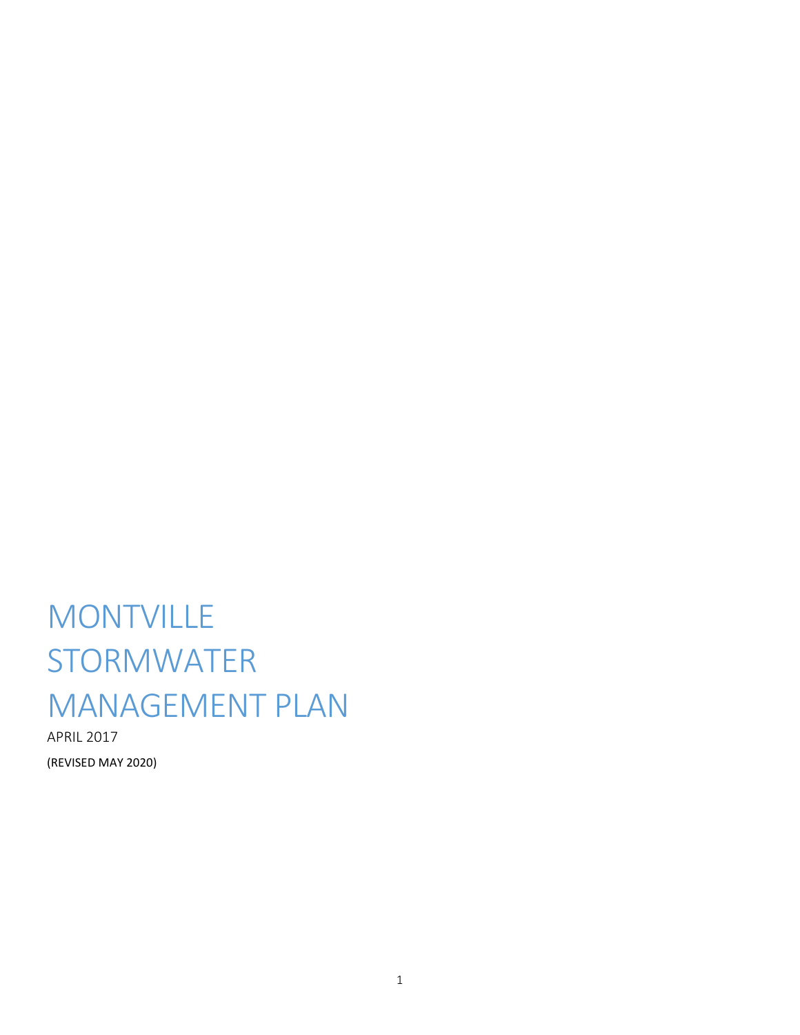# MONTVILLE STORMWATER MANAGEMENT PLAN

APRIL 2017

(REVISED MAY 2020)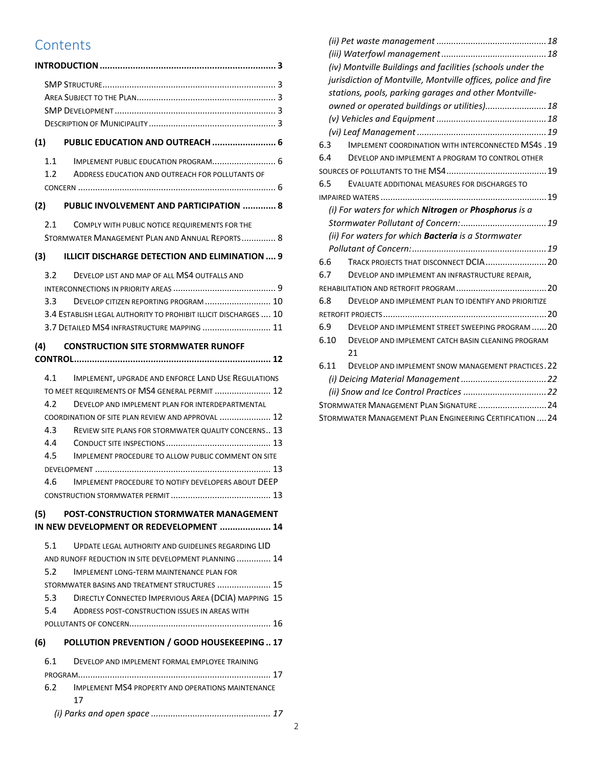# Contents

**INTRODUCTION** .... 3

- SMP Structure .... 3
- Area Subject to the Plan .... 3
- SMP Development .... 3
- Description of Municipality .... 3

**(1) PUBLIC EDUCATION AND OUTREACH** .... 6

- 1.1 Implement public education program .... 6
- 1.2 Address education and outreach for pollutants of concern .... 6

**(2) PUBLIC INVOLVEMENT AND PARTICIPATION** .... 8

- 2.1 Comply with public notice requirements for the Stormwater Management Plan and Annual Reports .... 8

**(3) ILLICIT DISCHARGE DETECTION AND ELIMINATION** .... 9

- 3.2 Develop list and map of all MS4 outfalls and interconnections in priority areas .... 9
- 3.3 Develop citizen reporting program .... 10
- 3.4 Establish legal authority to prohibit illicit discharges .... 10
- 3.7 Detailed MS4 infrastructure mapping .... 11

**(4) CONSTRUCTION SITE STORMWATER RUNOFF CONTROL** .... 12

- 4.1 Implement, upgrade and enforce Land Use Regulations to meet requirements of MS4 general permit .... 12
- 4.2 Develop and implement plan for interdepartmental coordination of site plan review and approval .... 12
- 4.3 Review site plans for stormwater quality concerns .... 13
- 4.4 Conduct site inspections .... 13
- 4.5 Implement procedure to allow public comment on site development .... 13
- 4.6 Implement procedure to notify developers about DEEP construction stormwater permit .... 13

**(5) POST-CONSTRUCTION STORMWATER MANAGEMENT IN NEW DEVELOPMENT OR REDEVELOPMENT** .... 14

- 5.1 Update legal authority and guidelines regarding LID and runoff reduction in site development planning .... 14
- 5.2 Implement long-term maintenance plan for stormwater basins and treatment structures .... 15
- 5.3 Directly Connected Impervious Area (DCIA) mapping .... 15
- 5.4 Address post-construction issues in areas with pollutants of concern .... 16

**(6) POLLUTION PREVENTION / GOOD HOUSEKEEPING** .... 17

- 6.1 Develop and implement formal employee training program .... 17
- 6.2 Implement MS4 property and operations maintenance .... 17
  - *(i) Parks and open space* .... 17
  - *(ii) Pet waste management* .... 18
  - *(iii) Waterfowl management* .... 18
  - *(iv) Montville Buildings and facilities (schools under the jurisdiction of Montville, Montville offices, police and fire stations, pools, parking garages and other Montville-owned or operated buildings or utilities)* .... 18
  - *(v) Vehicles and Equipment* .... 18
  - *(vi) Leaf Management* .... 19
- 6.3 Implement coordination with interconnected MS4s .... 19
- 6.4 Develop and implement a program to control other sources of pollutants to the MS4 .... 19
- 6.5 Evaluate additional measures for discharges to impaired waters .... 19
  - *(i) For waters for which **Nitrogen** or **Phosphorus** is a Stormwater Pollutant of Concern:* .... 19
  - *(ii) For waters for which **Bacteria** is a Stormwater Pollutant of Concern:* .... 19
- 6.6 Track projects that disconnect DCIA .... 20
- 6.7 Develop and implement an infrastructure repair, rehabilitation and retrofit program .... 20
- 6.8 Develop and implement plan to identify and prioritize retrofit projects .... 20
- 6.9 Develop and implement street sweeping program .... 20
- 6.10 Develop and implement catch basin cleaning program .... 21
- 6.11 Develop and implement snow management practices .... 22
  - *(i) Deicing Material Management* .... 22
  - *(ii) Snow and Ice Control Practices* .... 22

Stormwater Management Plan Signature .... 24

Stormwater Management Plan Engineering Certification .... 24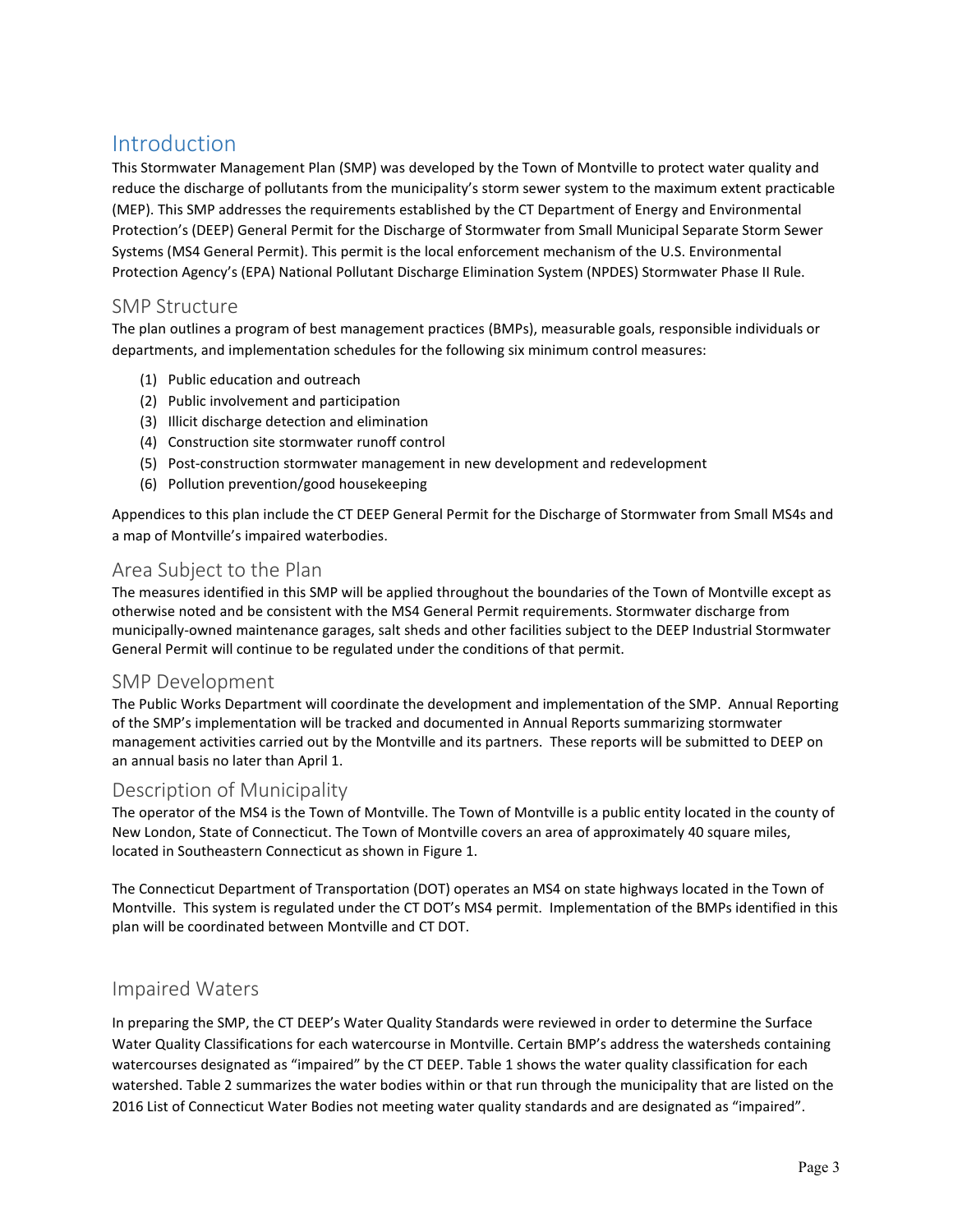# Introduction

This Stormwater Management Plan (SMP) was developed by the Town of Montville to protect water quality and reduce the discharge of pollutants from the municipality's storm sewer system to the maximum extent practicable (MEP). This SMP addresses the requirements established by the CT Department of Energy and Environmental Protection's (DEEP) General Permit for the Discharge of Stormwater from Small Municipal Separate Storm Sewer Systems (MS4 General Permit). This permit is the local enforcement mechanism of the U.S. Environmental Protection Agency's (EPA) National Pollutant Discharge Elimination System (NPDES) Stormwater Phase II Rule.

## SMP Structure

The plan outlines a program of best management practices (BMPs), measurable goals, responsible individuals or departments, and implementation schedules for the following six minimum control measures:

(1) Public education and outreach
(2) Public involvement and participation
(3) Illicit discharge detection and elimination
(4) Construction site stormwater runoff control
(5) Post-construction stormwater management in new development and redevelopment
(6) Pollution prevention/good housekeeping

Appendices to this plan include the CT DEEP General Permit for the Discharge of Stormwater from Small MS4s and a map of Montville's impaired waterbodies.

## Area Subject to the Plan

The measures identified in this SMP will be applied throughout the boundaries of the Town of Montville except as otherwise noted and be consistent with the MS4 General Permit requirements. Stormwater discharge from municipally-owned maintenance garages, salt sheds and other facilities subject to the DEEP Industrial Stormwater General Permit will continue to be regulated under the conditions of that permit.

## SMP Development

The Public Works Department will coordinate the development and implementation of the SMP. Annual Reporting of the SMP's implementation will be tracked and documented in Annual Reports summarizing stormwater management activities carried out by the Montville and its partners. These reports will be submitted to DEEP on an annual basis no later than April 1.

## Description of Municipality

The operator of the MS4 is the Town of Montville. The Town of Montville is a public entity located in the county of New London, State of Connecticut. The Town of Montville covers an area of approximately 40 square miles, located in Southeastern Connecticut as shown in Figure 1.

The Connecticut Department of Transportation (DOT) operates an MS4 on state highways located in the Town of Montville. This system is regulated under the CT DOT's MS4 permit. Implementation of the BMPs identified in this plan will be coordinated between Montville and CT DOT.

## Impaired Waters

In preparing the SMP, the CT DEEP's Water Quality Standards were reviewed in order to determine the Surface Water Quality Classifications for each watercourse in Montville. Certain BMP's address the watersheds containing watercourses designated as "impaired" by the CT DEEP. Table 1 shows the water quality classification for each watershed. Table 2 summarizes the water bodies within or that run through the municipality that are listed on the 2016 List of Connecticut Water Bodies not meeting water quality standards and are designated as "impaired".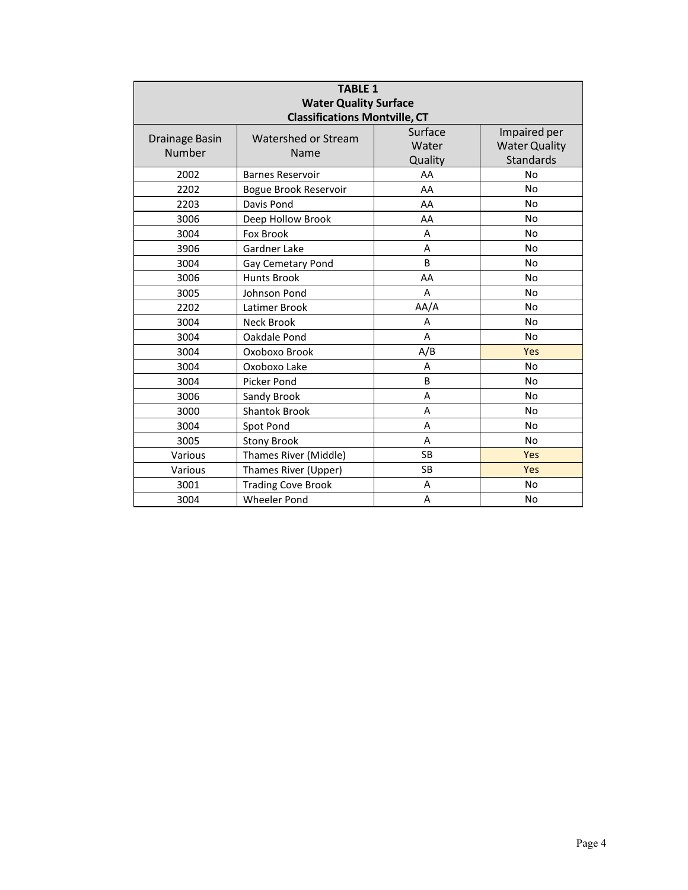**TABLE 1**
**Water Quality Surface**
**Classifications Montville, CT**

| Drainage Basin Number | Watershed or Stream Name | Surface Water Quality | Impaired per Water Quality Standards |
|---|---|---|---|
| 2002 | Barnes Reservoir | AA | No |
| 2202 | Bogue Brook Reservoir | AA | No |
| 2203 | Davis Pond | AA | No |
| 3006 | Deep Hollow Brook | AA | No |
| 3004 | Fox Brook | A | No |
| 3906 | Gardner Lake | A | No |
| 3004 | Gay Cemetary Pond | B | No |
| 3006 | Hunts Brook | AA | No |
| 3005 | Johnson Pond | A | No |
| 2202 | Latimer Brook | AA/A | No |
| 3004 | Neck Brook | A | No |
| 3004 | Oakdale Pond | A | No |
| 3004 | Oxoboxo Brook | A/B | Yes |
| 3004 | Oxoboxo Lake | A | No |
| 3004 | Picker Pond | B | No |
| 3006 | Sandy Brook | A | No |
| 3000 | Shantok Brook | A | No |
| 3004 | Spot Pond | A | No |
| 3005 | Stony Brook | A | No |
| Various | Thames River (Middle) | SB | Yes |
| Various | Thames River (Upper) | SB | Yes |
| 3001 | Trading Cove Brook | A | No |
| 3004 | Wheeler Pond | A | No |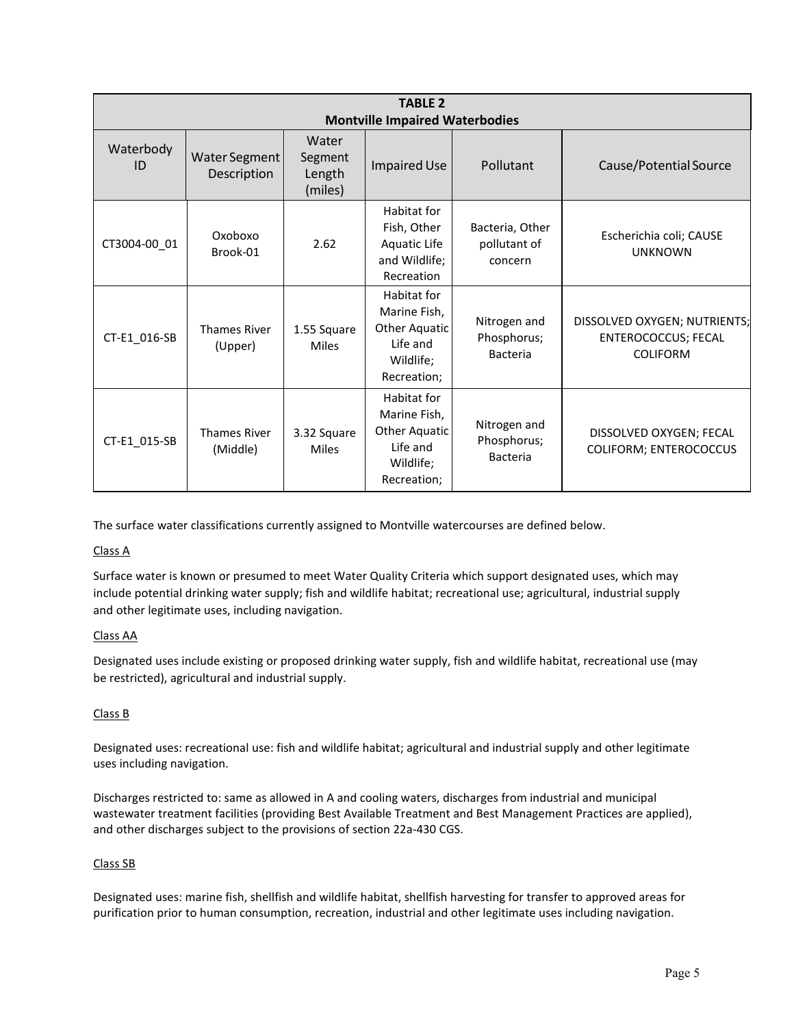| **TABLE 2** **Montville Impaired Waterbodies** | | | | | |
|---|---|---|---|---|---|
| Waterbody ID | Water Segment Description | Water Segment Length (miles) | Impaired Use | Pollutant | Cause/Potential Source |
| CT3004-00_01 | Oxoboxo Brook-01 | 2.62 | Habitat for Fish, Other Aquatic Life and Wildlife; Recreation | Bacteria, Other pollutant of concern | Escherichia coli; CAUSE UNKNOWN |
| CT-E1_016-SB | Thames River (Upper) | 1.55 Square Miles | Habitat for Marine Fish, Other Aquatic Life and Wildlife; Recreation; | Nitrogen and Phosphorus; Bacteria | DISSOLVED OXYGEN; NUTRIENTS; ENTEROCOCCUS; FECAL COLIFORM |
| CT-E1_015-SB | Thames River (Middle) | 3.32 Square Miles | Habitat for Marine Fish, Other Aquatic Life and Wildlife; Recreation; | Nitrogen and Phosphorus; Bacteria | DISSOLVED OXYGEN; FECAL COLIFORM; ENTEROCOCCUS |

The surface water classifications currently assigned to Montville watercourses are defined below.

Class A

Surface water is known or presumed to meet Water Quality Criteria which support designated uses, which may include potential drinking water supply; fish and wildlife habitat; recreational use; agricultural, industrial supply and other legitimate uses, including navigation.

Class AA

Designated uses include existing or proposed drinking water supply, fish and wildlife habitat, recreational use (may be restricted), agricultural and industrial supply.

Class B

Designated uses: recreational use: fish and wildlife habitat; agricultural and industrial supply and other legitimate uses including navigation.

Discharges restricted to: same as allowed in A and cooling waters, discharges from industrial and municipal wastewater treatment facilities (providing Best Available Treatment and Best Management Practices are applied), and other discharges subject to the provisions of section 22a-430 CGS.

Class SB

Designated uses: marine fish, shellfish and wildlife habitat, shellfish harvesting for transfer to approved areas for purification prior to human consumption, recreation, industrial and other legitimate uses including navigation.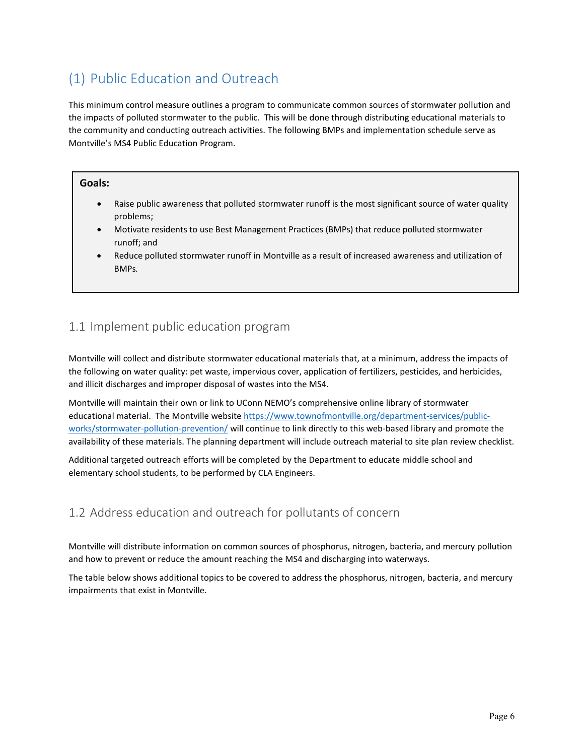# (1) Public Education and Outreach

This minimum control measure outlines a program to communicate common sources of stormwater pollution and the impacts of polluted stormwater to the public. This will be done through distributing educational materials to the community and conducting outreach activities. The following BMPs and implementation schedule serve as Montville's MS4 Public Education Program.

**Goals:**

- Raise public awareness that polluted stormwater runoff is the most significant source of water quality problems;
- Motivate residents to use Best Management Practices (BMPs) that reduce polluted stormwater runoff; and
- Reduce polluted stormwater runoff in Montville as a result of increased awareness and utilization of BMPs.

## 1.1 Implement public education program

Montville will collect and distribute stormwater educational materials that, at a minimum, address the impacts of the following on water quality: pet waste, impervious cover, application of fertilizers, pesticides, and herbicides, and illicit discharges and improper disposal of wastes into the MS4.

Montville will maintain their own or link to UConn NEMO's comprehensive online library of stormwater educational material. The Montville website [https://www.townofmontville.org/department-services/public-works/stormwater-pollution-prevention/](https://www.townofmontville.org/department-services/public-works/stormwater-pollution-prevention/) will continue to link directly to this web-based library and promote the availability of these materials. The planning department will include outreach material to site plan review checklist.

Additional targeted outreach efforts will be completed by the Department to educate middle school and elementary school students, to be performed by CLA Engineers.

## 1.2 Address education and outreach for pollutants of concern

Montville will distribute information on common sources of phosphorus, nitrogen, bacteria, and mercury pollution and how to prevent or reduce the amount reaching the MS4 and discharging into waterways.

The table below shows additional topics to be covered to address the phosphorus, nitrogen, bacteria, and mercury impairments that exist in Montville.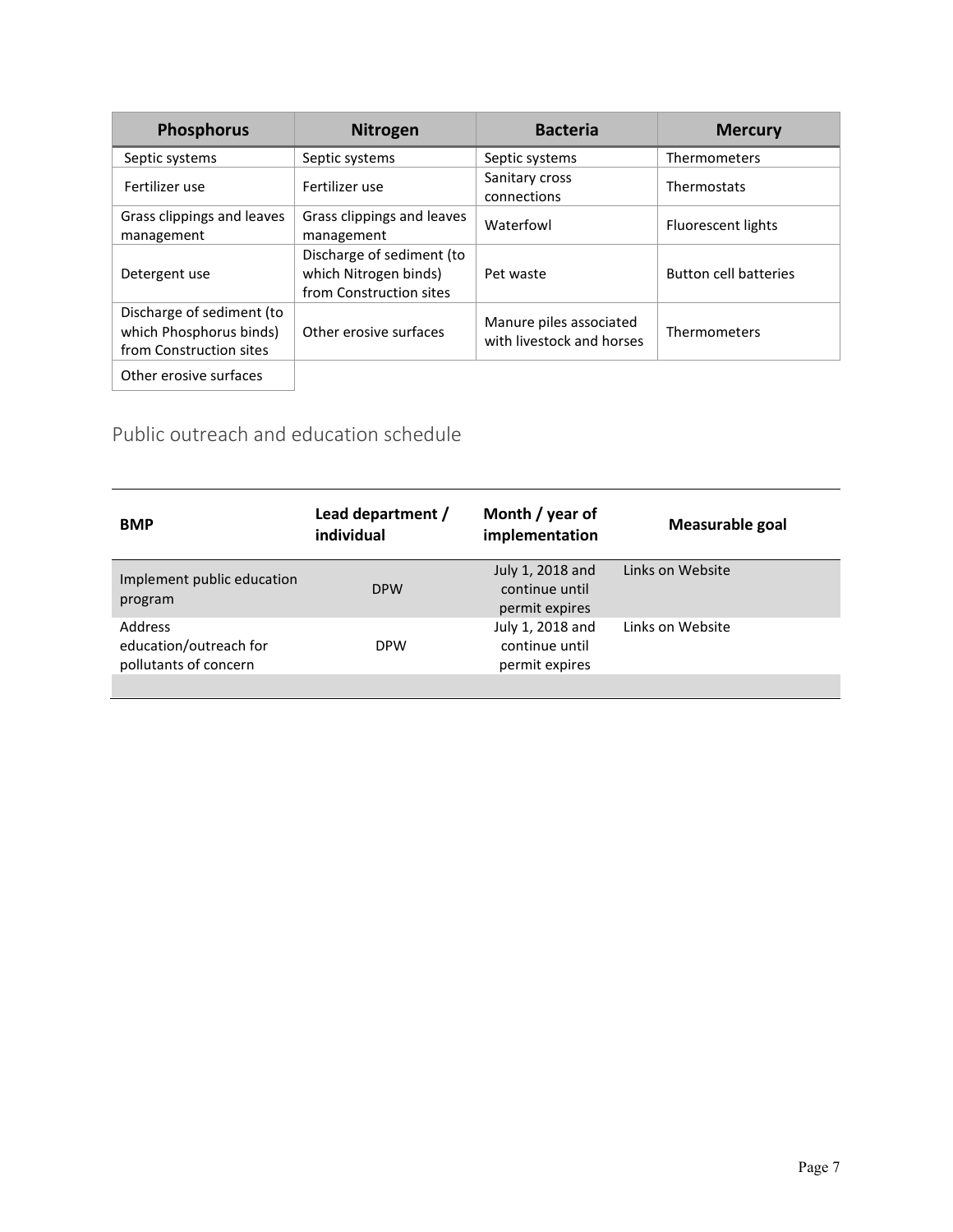| Phosphorus | Nitrogen | Bacteria | Mercury |
|---|---|---|---|
| Septic systems | Septic systems | Septic systems | Thermometers |
| Fertilizer use | Fertilizer use | Sanitary cross connections | Thermostats |
| Grass clippings and leaves management | Grass clippings and leaves management | Waterfowl | Fluorescent lights |
| Detergent use | Discharge of sediment (to which Nitrogen binds) from Construction sites | Pet waste | Button cell batteries |
| Discharge of sediment (to which Phosphorus binds) from Construction sites | Other erosive surfaces | Manure piles associated with livestock and horses | Thermometers |
| Other erosive surfaces | | | |

## Public outreach and education schedule

| BMP | Lead department / individual | Month / year of implementation | Measurable goal |
|---|---|---|---|
| Implement public education program | DPW | July 1, 2018 and continue until permit expires | Links on Website |
| Address education/outreach for pollutants of concern | DPW | July 1, 2018 and continue until permit expires | Links on Website |
| | | | |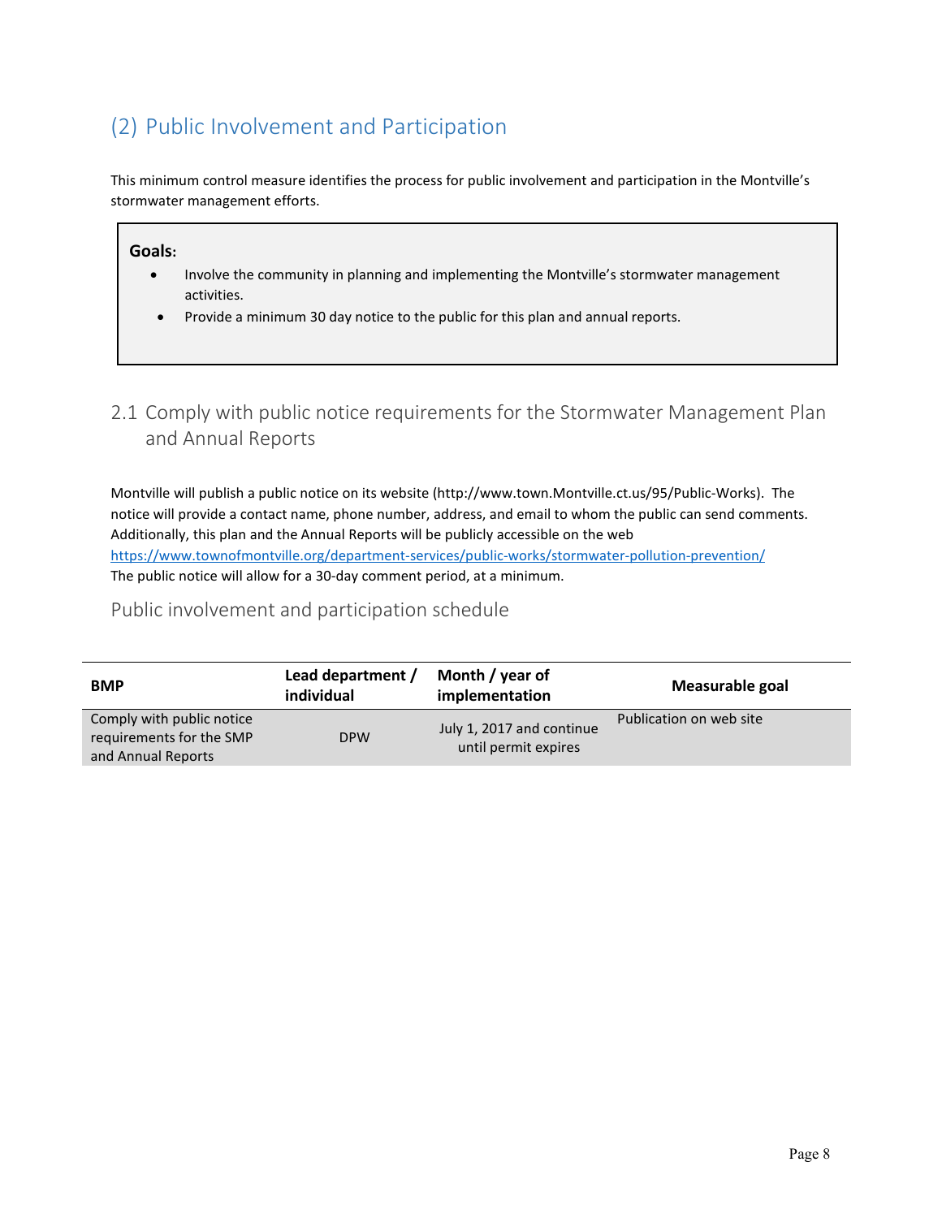## (2) Public Involvement and Participation

This minimum control measure identifies the process for public involvement and participation in the Montville's stormwater management efforts.

**Goals:**

- Involve the community in planning and implementing the Montville's stormwater management activities.
- Provide a minimum 30 day notice to the public for this plan and annual reports.

### 2.1 Comply with public notice requirements for the Stormwater Management Plan and Annual Reports

Montville will publish a public notice on its website (http://www.town.Montville.ct.us/95/Public-Works). The notice will provide a contact name, phone number, address, and email to whom the public can send comments. Additionally, this plan and the Annual Reports will be publicly accessible on the web https://www.townofmontville.org/department-services/public-works/stormwater-pollution-prevention/
The public notice will allow for a 30-day comment period, at a minimum.

#### Public involvement and participation schedule

| BMP | Lead department / individual | Month / year of implementation | Measurable goal |
|---|---|---|---|
| Comply with public notice requirements for the SMP and Annual Reports | DPW | July 1, 2017 and continue until permit expires | Publication on web site |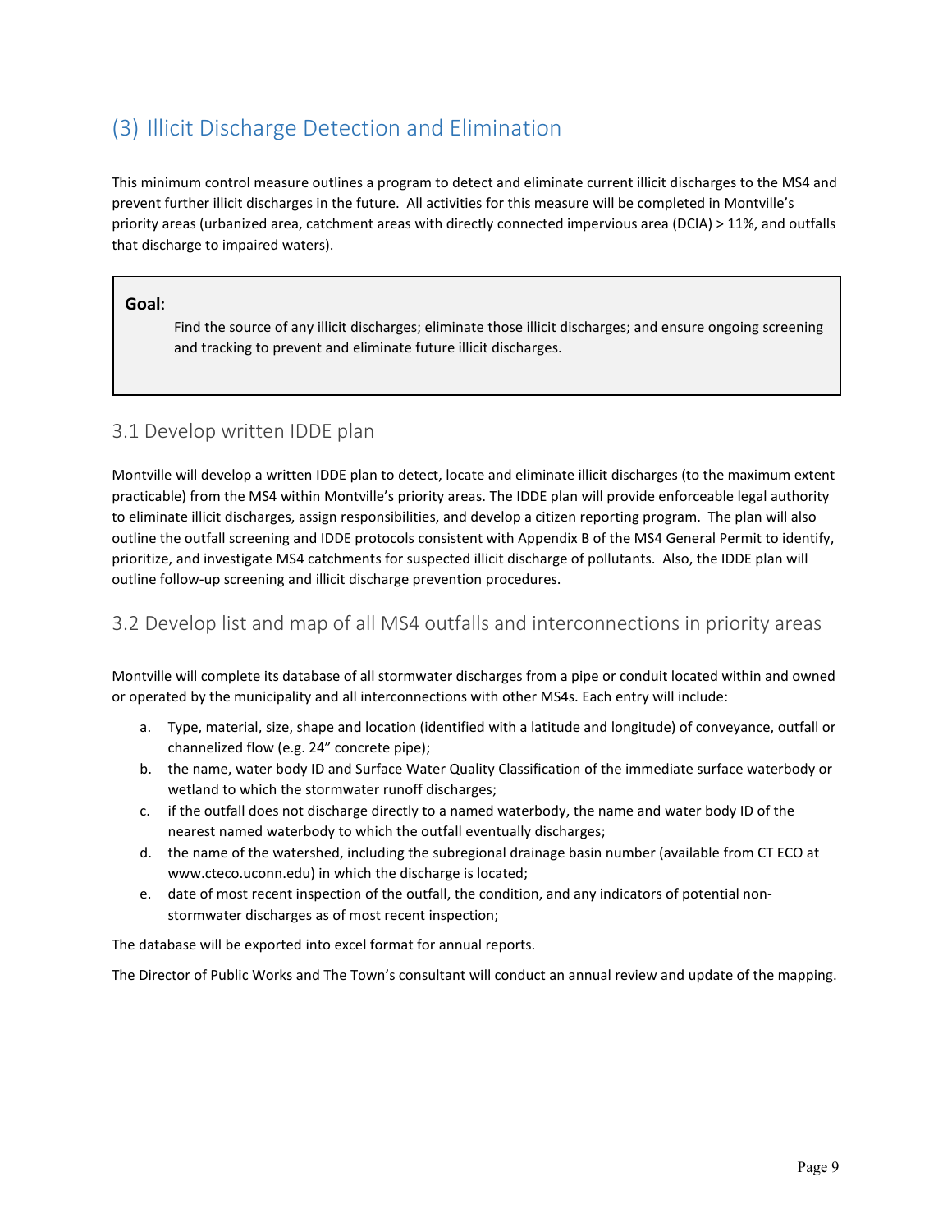## (3) Illicit Discharge Detection and Elimination

This minimum control measure outlines a program to detect and eliminate current illicit discharges to the MS4 and prevent further illicit discharges in the future. All activities for this measure will be completed in Montville's priority areas (urbanized area, catchment areas with directly connected impervious area (DCIA) > 11%, and outfalls that discharge to impaired waters).

> **Goal:**
>
> Find the source of any illicit discharges; eliminate those illicit discharges; and ensure ongoing screening and tracking to prevent and eliminate future illicit discharges.

### 3.1 Develop written IDDE plan

Montville will develop a written IDDE plan to detect, locate and eliminate illicit discharges (to the maximum extent practicable) from the MS4 within Montville's priority areas. The IDDE plan will provide enforceable legal authority to eliminate illicit discharges, assign responsibilities, and develop a citizen reporting program. The plan will also outline the outfall screening and IDDE protocols consistent with Appendix B of the MS4 General Permit to identify, prioritize, and investigate MS4 catchments for suspected illicit discharge of pollutants. Also, the IDDE plan will outline follow-up screening and illicit discharge prevention procedures.

### 3.2 Develop list and map of all MS4 outfalls and interconnections in priority areas

Montville will complete its database of all stormwater discharges from a pipe or conduit located within and owned or operated by the municipality and all interconnections with other MS4s. Each entry will include:

a. Type, material, size, shape and location (identified with a latitude and longitude) of conveyance, outfall or channelized flow (e.g. 24" concrete pipe);
b. the name, water body ID and Surface Water Quality Classification of the immediate surface waterbody or wetland to which the stormwater runoff discharges;
c. if the outfall does not discharge directly to a named waterbody, the name and water body ID of the nearest named waterbody to which the outfall eventually discharges;
d. the name of the watershed, including the subregional drainage basin number (available from CT ECO at www.cteco.uconn.edu) in which the discharge is located;
e. date of most recent inspection of the outfall, the condition, and any indicators of potential non-stormwater discharges as of most recent inspection;

The database will be exported into excel format for annual reports.

The Director of Public Works and The Town's consultant will conduct an annual review and update of the mapping.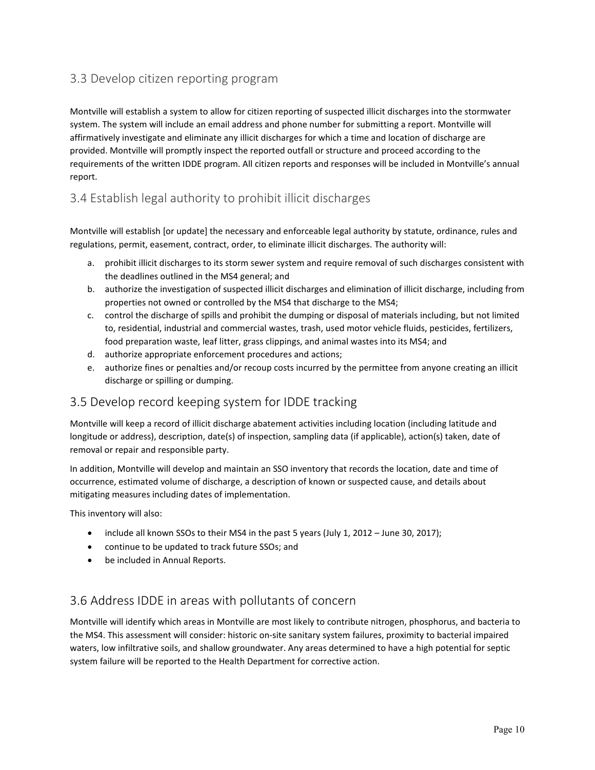## 3.3 Develop citizen reporting program

Montville will establish a system to allow for citizen reporting of suspected illicit discharges into the stormwater system. The system will include an email address and phone number for submitting a report. Montville will affirmatively investigate and eliminate any illicit discharges for which a time and location of discharge are provided. Montville will promptly inspect the reported outfall or structure and proceed according to the requirements of the written IDDE program. All citizen reports and responses will be included in Montville's annual report.

## 3.4 Establish legal authority to prohibit illicit discharges

Montville will establish [or update] the necessary and enforceable legal authority by statute, ordinance, rules and regulations, permit, easement, contract, order, to eliminate illicit discharges. The authority will:

a. prohibit illicit discharges to its storm sewer system and require removal of such discharges consistent with the deadlines outlined in the MS4 general; and
b. authorize the investigation of suspected illicit discharges and elimination of illicit discharge, including from properties not owned or controlled by the MS4 that discharge to the MS4;
c. control the discharge of spills and prohibit the dumping or disposal of materials including, but not limited to, residential, industrial and commercial wastes, trash, used motor vehicle fluids, pesticides, fertilizers, food preparation waste, leaf litter, grass clippings, and animal wastes into its MS4; and
d. authorize appropriate enforcement procedures and actions;
e. authorize fines or penalties and/or recoup costs incurred by the permittee from anyone creating an illicit discharge or spilling or dumping.

## 3.5 Develop record keeping system for IDDE tracking

Montville will keep a record of illicit discharge abatement activities including location (including latitude and longitude or address), description, date(s) of inspection, sampling data (if applicable), action(s) taken, date of removal or repair and responsible party.

In addition, Montville will develop and maintain an SSO inventory that records the location, date and time of occurrence, estimated volume of discharge, a description of known or suspected cause, and details about mitigating measures including dates of implementation.

This inventory will also:

- include all known SSOs to their MS4 in the past 5 years (July 1, 2012 – June 30, 2017);
- continue to be updated to track future SSOs; and
- be included in Annual Reports.

## 3.6 Address IDDE in areas with pollutants of concern

Montville will identify which areas in Montville are most likely to contribute nitrogen, phosphorus, and bacteria to the MS4. This assessment will consider: historic on-site sanitary system failures, proximity to bacterial impaired waters, low infiltrative soils, and shallow groundwater. Any areas determined to have a high potential for septic system failure will be reported to the Health Department for corrective action.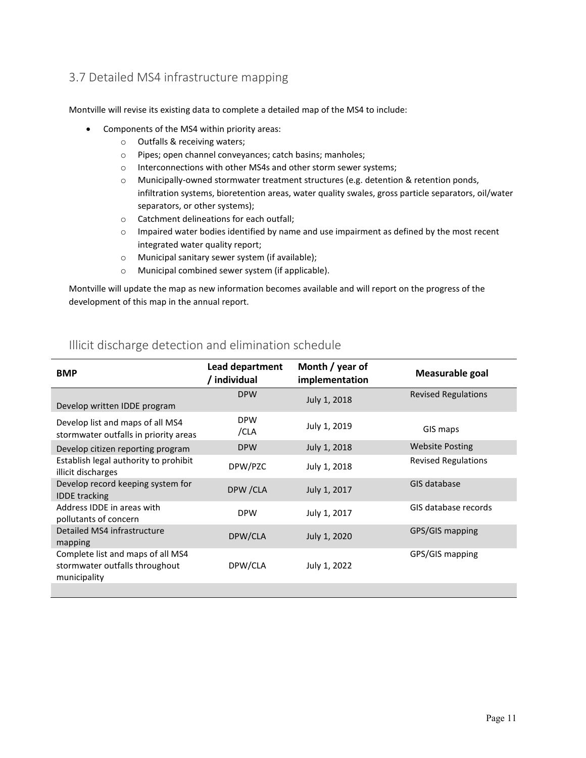## 3.7 Detailed MS4 infrastructure mapping

Montville will revise its existing data to complete a detailed map of the MS4 to include:

- Components of the MS4 within priority areas:
  - Outfalls & receiving waters;
  - Pipes; open channel conveyances; catch basins; manholes;
  - Interconnections with other MS4s and other storm sewer systems;
  - Municipally-owned stormwater treatment structures (e.g. detention & retention ponds, infiltration systems, bioretention areas, water quality swales, gross particle separators, oil/water separators, or other systems);
  - Catchment delineations for each outfall;
  - Impaired water bodies identified by name and use impairment as defined by the most recent integrated water quality report;
  - Municipal sanitary sewer system (if available);
  - Municipal combined sewer system (if applicable).

Montville will update the map as new information becomes available and will report on the progress of the development of this map in the annual report.

## Illicit discharge detection and elimination schedule

| BMP | Lead department / individual | Month / year of implementation | Measurable goal |
|---|---|---|---|
| Develop written IDDE program | DPW | July 1, 2018 | Revised Regulations |
| Develop list and maps of all MS4 stormwater outfalls in priority areas | DPW /CLA | July 1, 2019 | GIS maps |
| Develop citizen reporting program | DPW | July 1, 2018 | Website Posting |
| Establish legal authority to prohibit illicit discharges | DPW/PZC | July 1, 2018 | Revised Regulations |
| Develop record keeping system for IDDE tracking | DPW /CLA | July 1, 2017 | GIS database |
| Address IDDE in areas with pollutants of concern | DPW | July 1, 2017 | GIS database records |
| Detailed MS4 infrastructure mapping | DPW/CLA | July 1, 2020 | GPS/GIS mapping |
| Complete list and maps of all MS4 stormwater outfalls throughout municipality | DPW/CLA | July 1, 2022 | GPS/GIS mapping |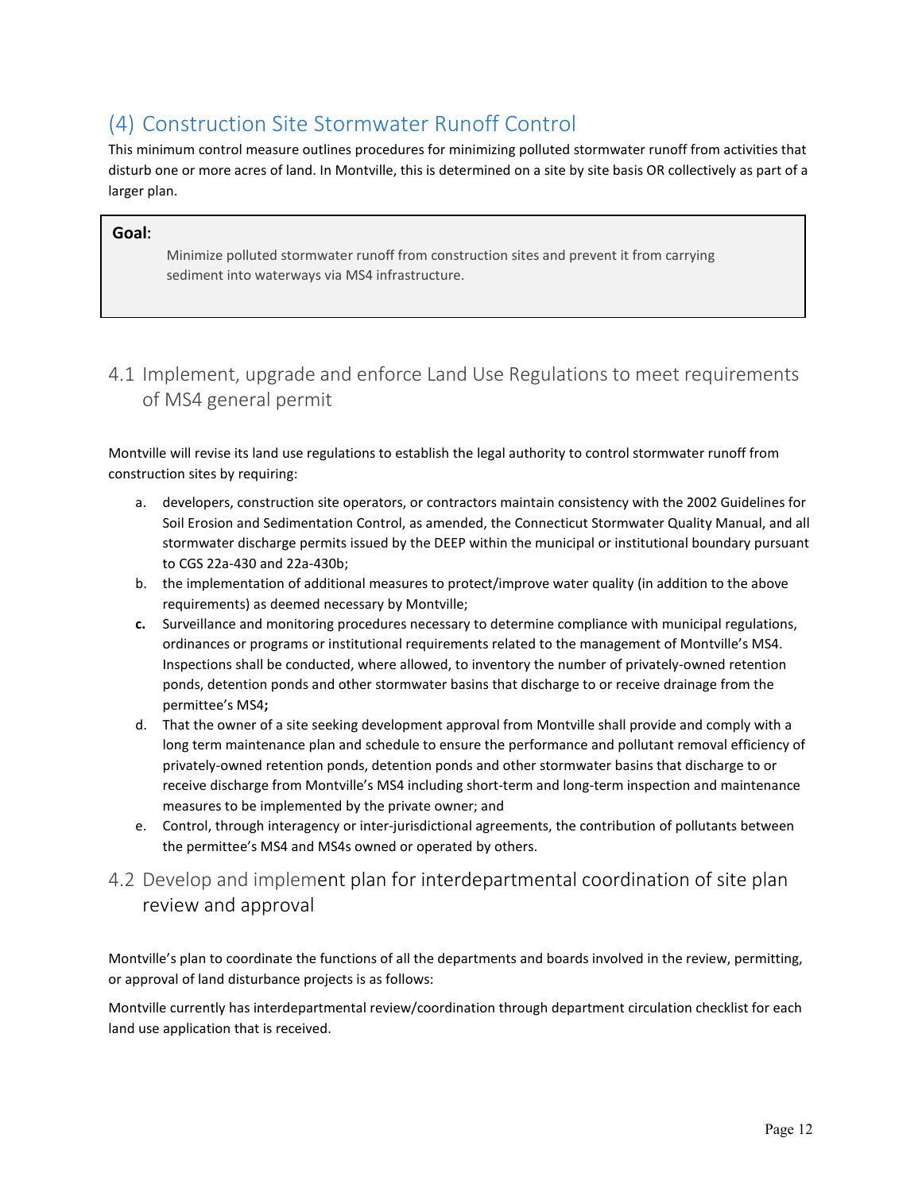# (4) Construction Site Stormwater Runoff Control

This minimum control measure outlines procedures for minimizing polluted stormwater runoff from activities that disturb one or more acres of land. In Montville, this is determined on a site by site basis OR collectively as part of a larger plan.

**Goal:**

Minimize polluted stormwater runoff from construction sites and prevent it from carrying sediment into waterways via MS4 infrastructure.

## 4.1 Implement, upgrade and enforce Land Use Regulations to meet requirements of MS4 general permit

Montville will revise its land use regulations to establish the legal authority to control stormwater runoff from construction sites by requiring:

a. developers, construction site operators, or contractors maintain consistency with the 2002 Guidelines for Soil Erosion and Sedimentation Control, as amended, the Connecticut Stormwater Quality Manual, and all stormwater discharge permits issued by the DEEP within the municipal or institutional boundary pursuant to CGS 22a-430 and 22a-430b;
b. the implementation of additional measures to protect/improve water quality (in addition to the above requirements) as deemed necessary by Montville;
c. Surveillance and monitoring procedures necessary to determine compliance with municipal regulations, ordinances or programs or institutional requirements related to the management of Montville's MS4. Inspections shall be conducted, where allowed, to inventory the number of privately-owned retention ponds, detention ponds and other stormwater basins that discharge to or receive drainage from the permittee's MS4;
d. That the owner of a site seeking development approval from Montville shall provide and comply with a long term maintenance plan and schedule to ensure the performance and pollutant removal efficiency of privately-owned retention ponds, detention ponds and other stormwater basins that discharge to or receive discharge from Montville's MS4 including short-term and long-term inspection and maintenance measures to be implemented by the private owner; and
e. Control, through interagency or inter-jurisdictional agreements, the contribution of pollutants between the permittee's MS4 and MS4s owned or operated by others.

## 4.2 Develop and implement plan for interdepartmental coordination of site plan review and approval

Montville's plan to coordinate the functions of all the departments and boards involved in the review, permitting, or approval of land disturbance projects is as follows:

Montville currently has interdepartmental review/coordination through department circulation checklist for each land use application that is received.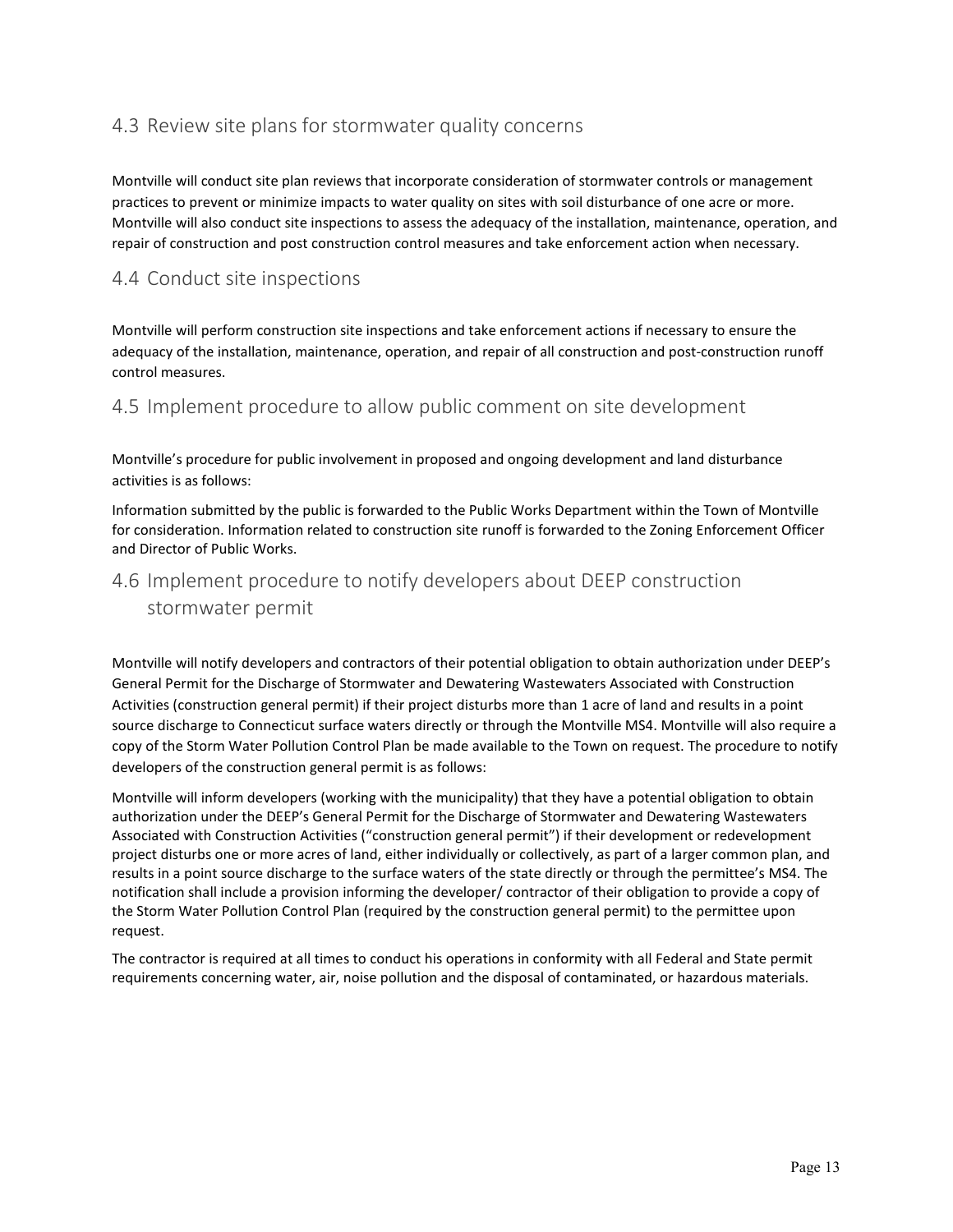## 4.3 Review site plans for stormwater quality concerns

Montville will conduct site plan reviews that incorporate consideration of stormwater controls or management practices to prevent or minimize impacts to water quality on sites with soil disturbance of one acre or more. Montville will also conduct site inspections to assess the adequacy of the installation, maintenance, operation, and repair of construction and post construction control measures and take enforcement action when necessary.

## 4.4 Conduct site inspections

Montville will perform construction site inspections and take enforcement actions if necessary to ensure the adequacy of the installation, maintenance, operation, and repair of all construction and post-construction runoff control measures.

## 4.5 Implement procedure to allow public comment on site development

Montville's procedure for public involvement in proposed and ongoing development and land disturbance activities is as follows:

Information submitted by the public is forwarded to the Public Works Department within the Town of Montville for consideration. Information related to construction site runoff is forwarded to the Zoning Enforcement Officer and Director of Public Works.

## 4.6 Implement procedure to notify developers about DEEP construction stormwater permit

Montville will notify developers and contractors of their potential obligation to obtain authorization under DEEP's General Permit for the Discharge of Stormwater and Dewatering Wastewaters Associated with Construction Activities (construction general permit) if their project disturbs more than 1 acre of land and results in a point source discharge to Connecticut surface waters directly or through the Montville MS4. Montville will also require a copy of the Storm Water Pollution Control Plan be made available to the Town on request. The procedure to notify developers of the construction general permit is as follows:

Montville will inform developers (working with the municipality) that they have a potential obligation to obtain authorization under the DEEP's General Permit for the Discharge of Stormwater and Dewatering Wastewaters Associated with Construction Activities ("construction general permit") if their development or redevelopment project disturbs one or more acres of land, either individually or collectively, as part of a larger common plan, and results in a point source discharge to the surface waters of the state directly or through the permittee's MS4. The notification shall include a provision informing the developer/ contractor of their obligation to provide a copy of the Storm Water Pollution Control Plan (required by the construction general permit) to the permittee upon request.

The contractor is required at all times to conduct his operations in conformity with all Federal and State permit requirements concerning water, air, noise pollution and the disposal of contaminated, or hazardous materials.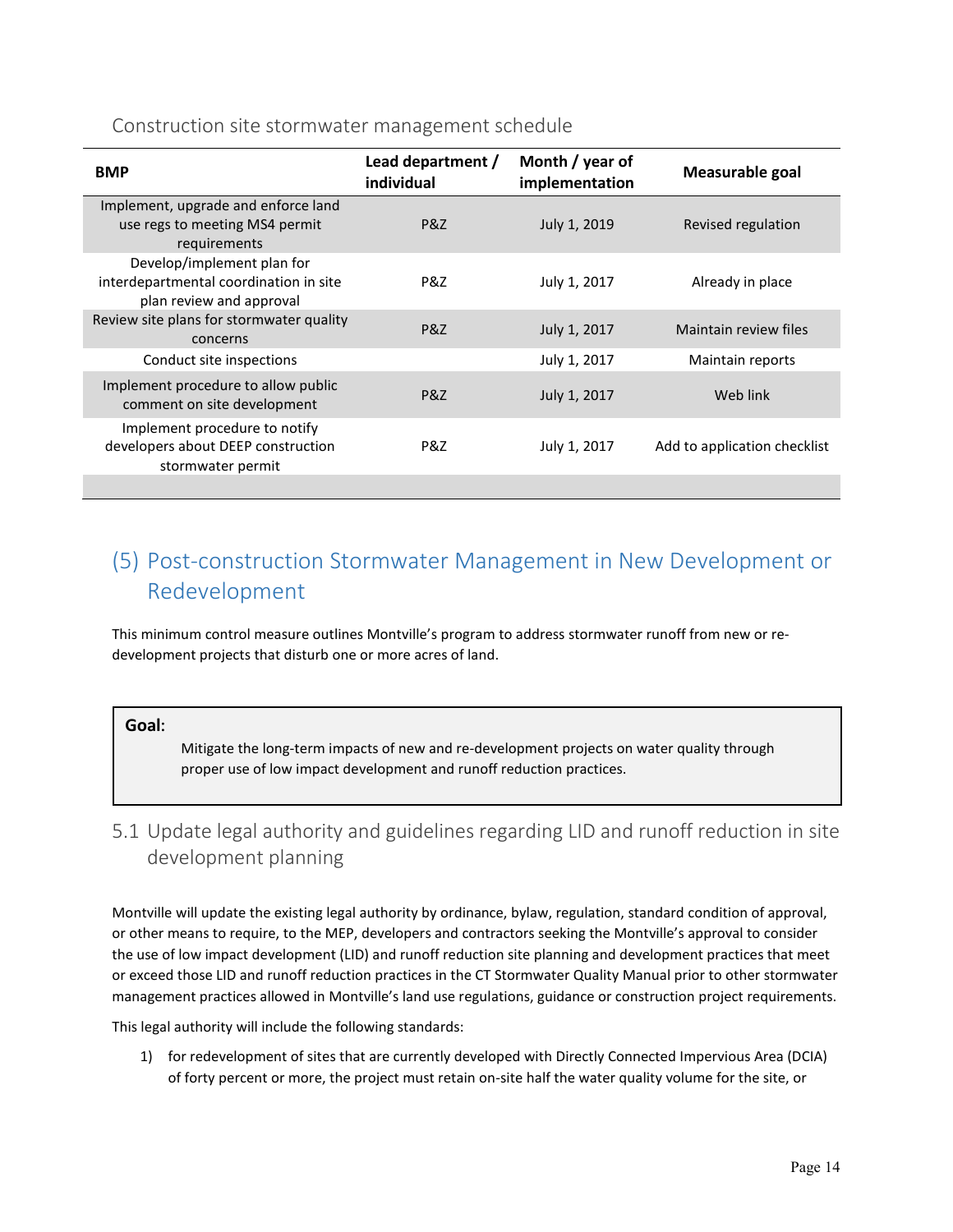Construction site stormwater management schedule

| BMP | Lead department / individual | Month / year of implementation | Measurable goal |
|---|---|---|---|
| Implement, upgrade and enforce land use regs to meeting MS4 permit requirements | P&Z | July 1, 2019 | Revised regulation |
| Develop/implement plan for interdepartmental coordination in site plan review and approval | P&Z | July 1, 2017 | Already in place |
| Review site plans for stormwater quality concerns | P&Z | July 1, 2017 | Maintain review files |
| Conduct site inspections | | July 1, 2017 | Maintain reports |
| Implement procedure to allow public comment on site development | P&Z | July 1, 2017 | Web link |
| Implement procedure to notify developers about DEEP construction stormwater permit | P&Z | July 1, 2017 | Add to application checklist |
| | | | |

## (5) Post-construction Stormwater Management in New Development or Redevelopment

This minimum control measure outlines Montville's program to address stormwater runoff from new or re-development projects that disturb one or more acres of land.

**Goal:**

Mitigate the long-term impacts of new and re-development projects on water quality through proper use of low impact development and runoff reduction practices.

### 5.1 Update legal authority and guidelines regarding LID and runoff reduction in site development planning

Montville will update the existing legal authority by ordinance, bylaw, regulation, standard condition of approval, or other means to require, to the MEP, developers and contractors seeking the Montville's approval to consider the use of low impact development (LID) and runoff reduction site planning and development practices that meet or exceed those LID and runoff reduction practices in the CT Stormwater Quality Manual prior to other stormwater management practices allowed in Montville's land use regulations, guidance or construction project requirements.

This legal authority will include the following standards:

1) for redevelopment of sites that are currently developed with Directly Connected Impervious Area (DCIA) of forty percent or more, the project must retain on-site half the water quality volume for the site, or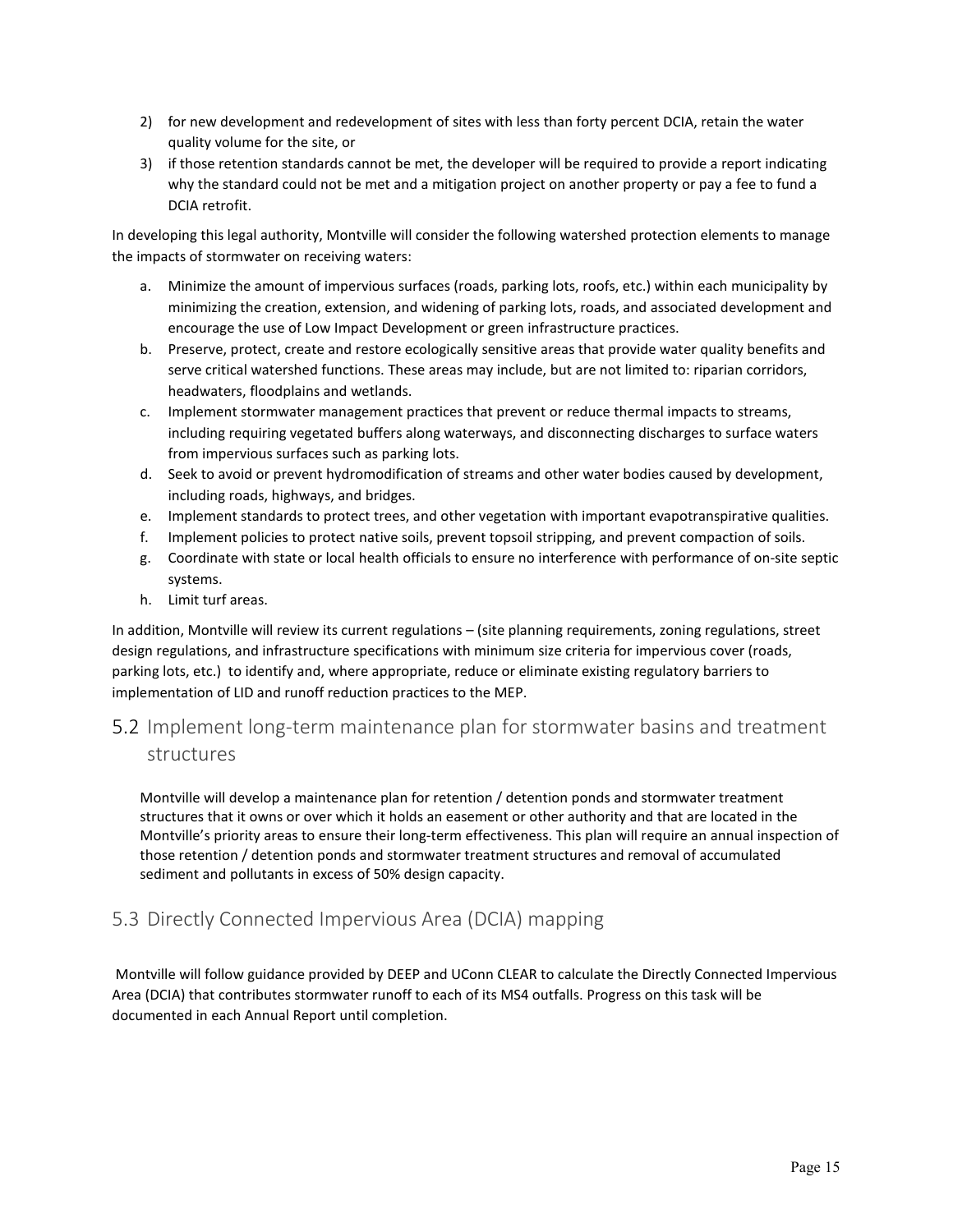2) for new development and redevelopment of sites with less than forty percent DCIA, retain the water quality volume for the site, or
3) if those retention standards cannot be met, the developer will be required to provide a report indicating why the standard could not be met and a mitigation project on another property or pay a fee to fund a DCIA retrofit.

In developing this legal authority, Montville will consider the following watershed protection elements to manage the impacts of stormwater on receiving waters:

a. Minimize the amount of impervious surfaces (roads, parking lots, roofs, etc.) within each municipality by minimizing the creation, extension, and widening of parking lots, roads, and associated development and encourage the use of Low Impact Development or green infrastructure practices.
b. Preserve, protect, create and restore ecologically sensitive areas that provide water quality benefits and serve critical watershed functions. These areas may include, but are not limited to: riparian corridors, headwaters, floodplains and wetlands.
c. Implement stormwater management practices that prevent or reduce thermal impacts to streams, including requiring vegetated buffers along waterways, and disconnecting discharges to surface waters from impervious surfaces such as parking lots.
d. Seek to avoid or prevent hydromodification of streams and other water bodies caused by development, including roads, highways, and bridges.
e. Implement standards to protect trees, and other vegetation with important evapotranspirative qualities.
f. Implement policies to protect native soils, prevent topsoil stripping, and prevent compaction of soils.
g. Coordinate with state or local health officials to ensure no interference with performance of on-site septic systems.
h. Limit turf areas.

In addition, Montville will review its current regulations – (site planning requirements, zoning regulations, street design regulations, and infrastructure specifications with minimum size criteria for impervious cover (roads, parking lots, etc.) to identify and, where appropriate, reduce or eliminate existing regulatory barriers to implementation of LID and runoff reduction practices to the MEP.

## 5.2 Implement long-term maintenance plan for stormwater basins and treatment structures

Montville will develop a maintenance plan for retention / detention ponds and stormwater treatment structures that it owns or over which it holds an easement or other authority and that are located in the Montville's priority areas to ensure their long-term effectiveness. This plan will require an annual inspection of those retention / detention ponds and stormwater treatment structures and removal of accumulated sediment and pollutants in excess of 50% design capacity.

## 5.3 Directly Connected Impervious Area (DCIA) mapping

Montville will follow guidance provided by DEEP and UConn CLEAR to calculate the Directly Connected Impervious Area (DCIA) that contributes stormwater runoff to each of its MS4 outfalls. Progress on this task will be documented in each Annual Report until completion.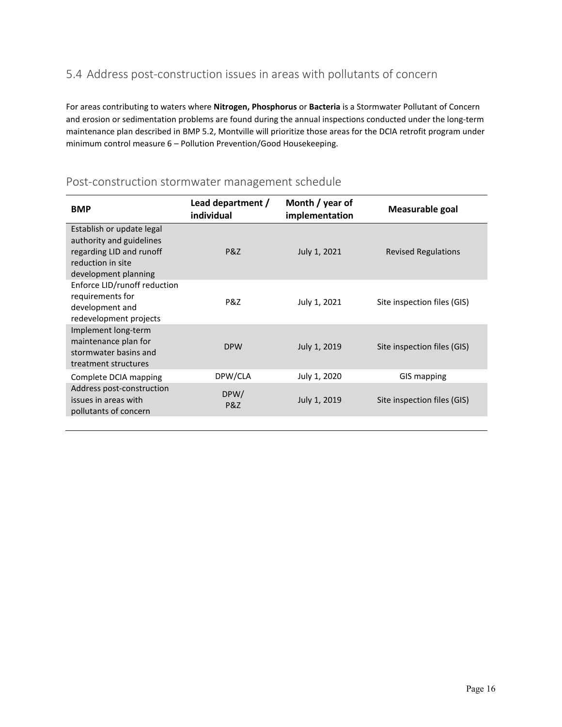## 5.4 Address post-construction issues in areas with pollutants of concern

For areas contributing to waters where **Nitrogen, Phosphorus** or **Bacteria** is a Stormwater Pollutant of Concern and erosion or sedimentation problems are found during the annual inspections conducted under the long-term maintenance plan described in BMP 5.2, Montville will prioritize those areas for the DCIA retrofit program under minimum control measure 6 – Pollution Prevention/Good Housekeeping.

### Post-construction stormwater management schedule

| BMP | Lead department / individual | Month / year of implementation | Measurable goal |
|---|---|---|---|
| Establish or update legal authority and guidelines regarding LID and runoff reduction in site development planning | P&Z | July 1, 2021 | Revised Regulations |
| Enforce LID/runoff reduction requirements for development and redevelopment projects | P&Z | July 1, 2021 | Site inspection files (GIS) |
| Implement long-term maintenance plan for stormwater basins and treatment structures | DPW | July 1, 2019 | Site inspection files (GIS) |
| Complete DCIA mapping | DPW/CLA | July 1, 2020 | GIS mapping |
| Address post-construction issues in areas with pollutants of concern | DPW/ P&Z | July 1, 2019 | Site inspection files (GIS) |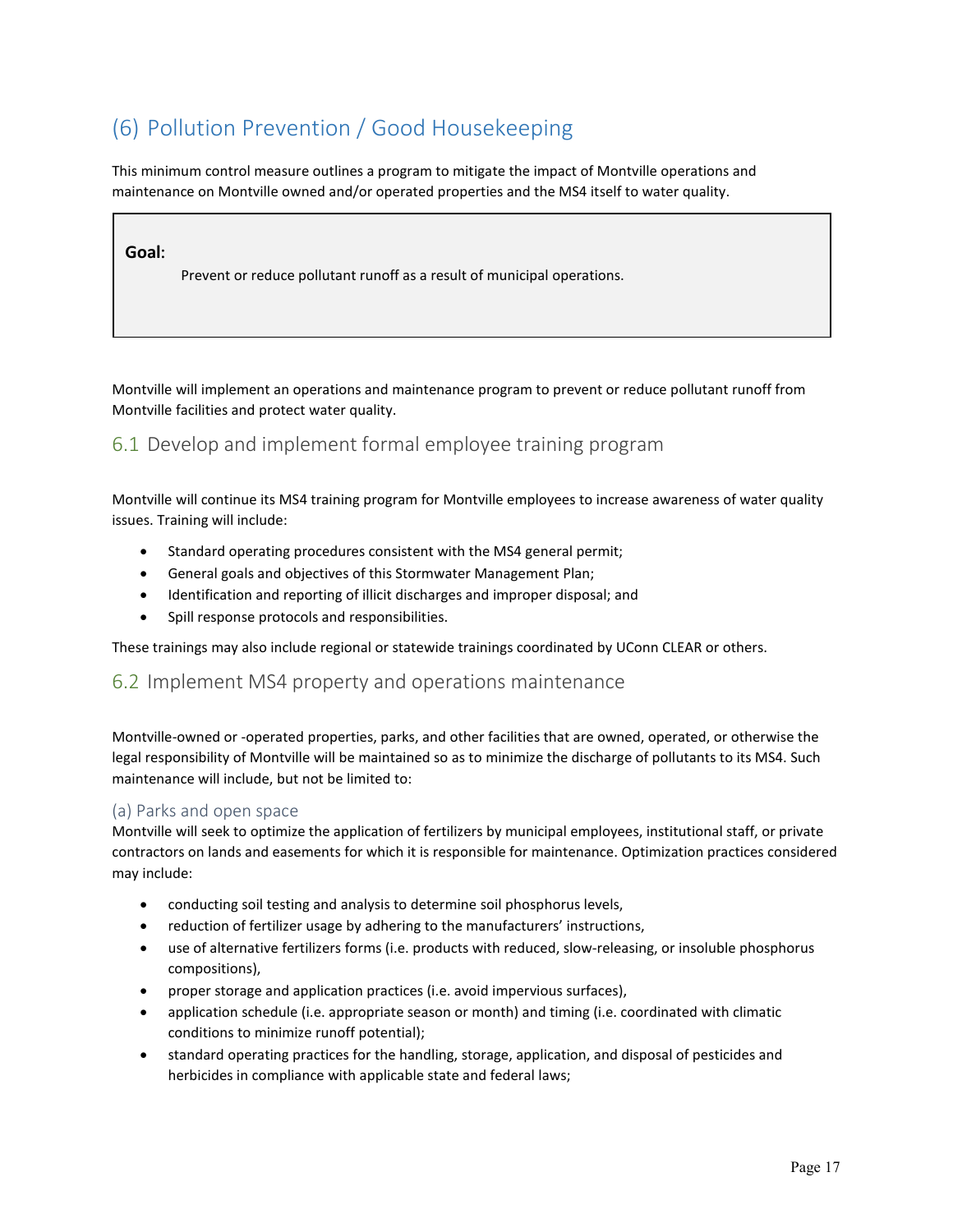# (6) Pollution Prevention / Good Housekeeping

This minimum control measure outlines a program to mitigate the impact of Montville operations and maintenance on Montville owned and/or operated properties and the MS4 itself to water quality.

> **Goal:**
>
> Prevent or reduce pollutant runoff as a result of municipal operations.

Montville will implement an operations and maintenance program to prevent or reduce pollutant runoff from Montville facilities and protect water quality.

## 6.1 Develop and implement formal employee training program

Montville will continue its MS4 training program for Montville employees to increase awareness of water quality issues. Training will include:

- Standard operating procedures consistent with the MS4 general permit;
- General goals and objectives of this Stormwater Management Plan;
- Identification and reporting of illicit discharges and improper disposal; and
- Spill response protocols and responsibilities.

These trainings may also include regional or statewide trainings coordinated by UConn CLEAR or others.

## 6.2 Implement MS4 property and operations maintenance

Montville-owned or -operated properties, parks, and other facilities that are owned, operated, or otherwise the legal responsibility of Montville will be maintained so as to minimize the discharge of pollutants to its MS4. Such maintenance will include, but not be limited to:

### (a) Parks and open space

Montville will seek to optimize the application of fertilizers by municipal employees, institutional staff, or private contractors on lands and easements for which it is responsible for maintenance. Optimization practices considered may include:

- conducting soil testing and analysis to determine soil phosphorus levels,
- reduction of fertilizer usage by adhering to the manufacturers' instructions,
- use of alternative fertilizers forms (i.e. products with reduced, slow-releasing, or insoluble phosphorus compositions),
- proper storage and application practices (i.e. avoid impervious surfaces),
- application schedule (i.e. appropriate season or month) and timing (i.e. coordinated with climatic conditions to minimize runoff potential);
- standard operating practices for the handling, storage, application, and disposal of pesticides and herbicides in compliance with applicable state and federal laws;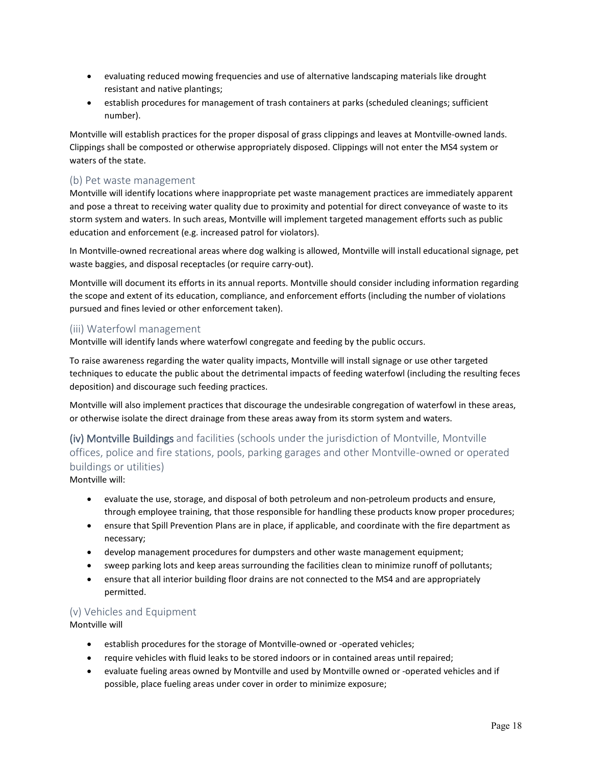- evaluating reduced mowing frequencies and use of alternative landscaping materials like drought resistant and native plantings;
- establish procedures for management of trash containers at parks (scheduled cleanings; sufficient number).

Montville will establish practices for the proper disposal of grass clippings and leaves at Montville-owned lands. Clippings shall be composted or otherwise appropriately disposed. Clippings will not enter the MS4 system or waters of the state.

### (b) Pet waste management

Montville will identify locations where inappropriate pet waste management practices are immediately apparent and pose a threat to receiving water quality due to proximity and potential for direct conveyance of waste to its storm system and waters. In such areas, Montville will implement targeted management efforts such as public education and enforcement (e.g. increased patrol for violators).

In Montville-owned recreational areas where dog walking is allowed, Montville will install educational signage, pet waste baggies, and disposal receptacles (or require carry-out).

Montville will document its efforts in its annual reports. Montville should consider including information regarding the scope and extent of its education, compliance, and enforcement efforts (including the number of violations pursued and fines levied or other enforcement taken).

### (iii) Waterfowl management

Montville will identify lands where waterfowl congregate and feeding by the public occurs.

To raise awareness regarding the water quality impacts, Montville will install signage or use other targeted techniques to educate the public about the detrimental impacts of feeding waterfowl (including the resulting feces deposition) and discourage such feeding practices.

Montville will also implement practices that discourage the undesirable congregation of waterfowl in these areas, or otherwise isolate the direct drainage from these areas away from its storm system and waters.

### (iv) Montville Buildings and facilities (schools under the jurisdiction of Montville, Montville offices, police and fire stations, pools, parking garages and other Montville-owned or operated buildings or utilities)

Montville will:

- evaluate the use, storage, and disposal of both petroleum and non-petroleum products and ensure, through employee training, that those responsible for handling these products know proper procedures;
- ensure that Spill Prevention Plans are in place, if applicable, and coordinate with the fire department as necessary;
- develop management procedures for dumpsters and other waste management equipment;
- sweep parking lots and keep areas surrounding the facilities clean to minimize runoff of pollutants;
- ensure that all interior building floor drains are not connected to the MS4 and are appropriately permitted.

### (v) Vehicles and Equipment

Montville will

- establish procedures for the storage of Montville-owned or -operated vehicles;
- require vehicles with fluid leaks to be stored indoors or in contained areas until repaired;
- evaluate fueling areas owned by Montville and used by Montville owned or -operated vehicles and if possible, place fueling areas under cover in order to minimize exposure;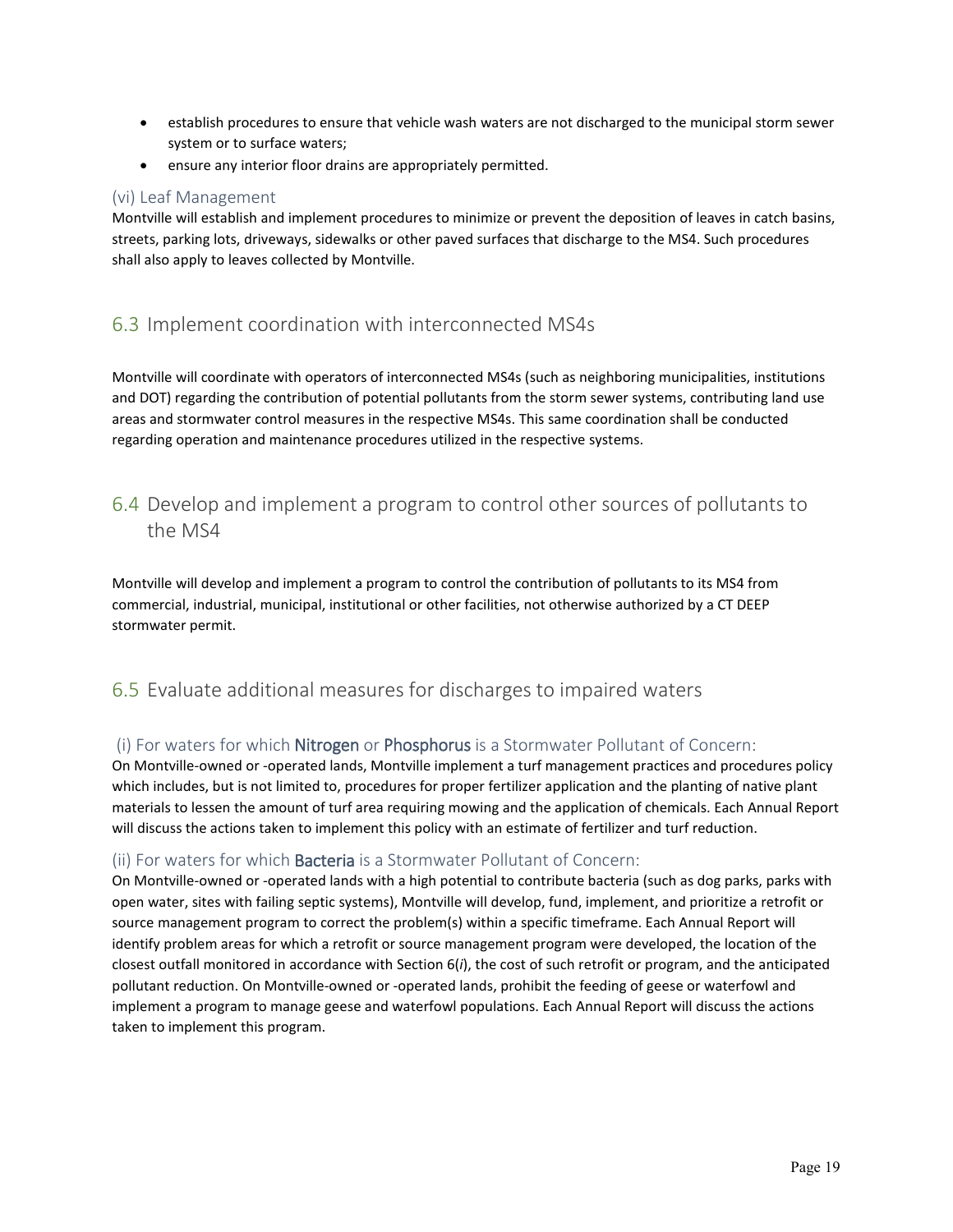- establish procedures to ensure that vehicle wash waters are not discharged to the municipal storm sewer system or to surface waters;
- ensure any interior floor drains are appropriately permitted.

### (vi) Leaf Management

Montville will establish and implement procedures to minimize or prevent the deposition of leaves in catch basins, streets, parking lots, driveways, sidewalks or other paved surfaces that discharge to the MS4. Such procedures shall also apply to leaves collected by Montville.

## 6.3 Implement coordination with interconnected MS4s

Montville will coordinate with operators of interconnected MS4s (such as neighboring municipalities, institutions and DOT) regarding the contribution of potential pollutants from the storm sewer systems, contributing land use areas and stormwater control measures in the respective MS4s. This same coordination shall be conducted regarding operation and maintenance procedures utilized in the respective systems.

## 6.4 Develop and implement a program to control other sources of pollutants to the MS4

Montville will develop and implement a program to control the contribution of pollutants to its MS4 from commercial, industrial, municipal, institutional or other facilities, not otherwise authorized by a CT DEEP stormwater permit.

## 6.5 Evaluate additional measures for discharges to impaired waters

### (i) For waters for which Nitrogen or Phosphorus is a Stormwater Pollutant of Concern:

On Montville-owned or -operated lands, Montville implement a turf management practices and procedures policy which includes, but is not limited to, procedures for proper fertilizer application and the planting of native plant materials to lessen the amount of turf area requiring mowing and the application of chemicals. Each Annual Report will discuss the actions taken to implement this policy with an estimate of fertilizer and turf reduction.

### (ii) For waters for which Bacteria is a Stormwater Pollutant of Concern:

On Montville-owned or -operated lands with a high potential to contribute bacteria (such as dog parks, parks with open water, sites with failing septic systems), Montville will develop, fund, implement, and prioritize a retrofit or source management program to correct the problem(s) within a specific timeframe. Each Annual Report will identify problem areas for which a retrofit or source management program were developed, the location of the closest outfall monitored in accordance with Section 6(*i*), the cost of such retrofit or program, and the anticipated pollutant reduction. On Montville-owned or -operated lands, prohibit the feeding of geese or waterfowl and implement a program to manage geese and waterfowl populations. Each Annual Report will discuss the actions taken to implement this program.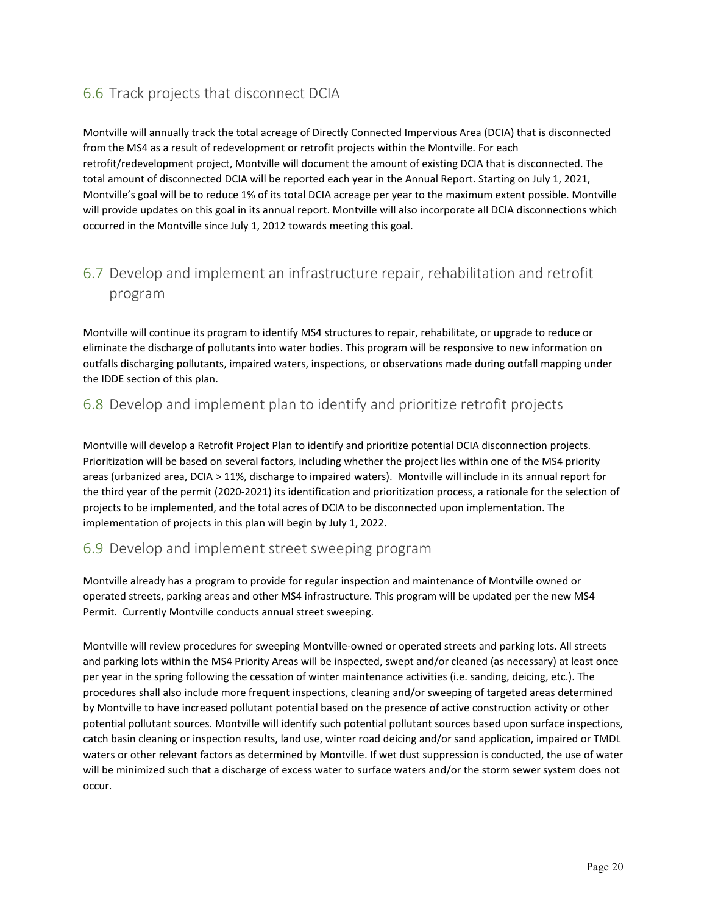## 6.6 Track projects that disconnect DCIA

Montville will annually track the total acreage of Directly Connected Impervious Area (DCIA) that is disconnected from the MS4 as a result of redevelopment or retrofit projects within the Montville. For each retrofit/redevelopment project, Montville will document the amount of existing DCIA that is disconnected. The total amount of disconnected DCIA will be reported each year in the Annual Report. Starting on July 1, 2021, Montville's goal will be to reduce 1% of its total DCIA acreage per year to the maximum extent possible. Montville will provide updates on this goal in its annual report. Montville will also incorporate all DCIA disconnections which occurred in the Montville since July 1, 2012 towards meeting this goal.

## 6.7 Develop and implement an infrastructure repair, rehabilitation and retrofit program

Montville will continue its program to identify MS4 structures to repair, rehabilitate, or upgrade to reduce or eliminate the discharge of pollutants into water bodies. This program will be responsive to new information on outfalls discharging pollutants, impaired waters, inspections, or observations made during outfall mapping under the IDDE section of this plan.

## 6.8 Develop and implement plan to identify and prioritize retrofit projects

Montville will develop a Retrofit Project Plan to identify and prioritize potential DCIA disconnection projects. Prioritization will be based on several factors, including whether the project lies within one of the MS4 priority areas (urbanized area, DCIA > 11%, discharge to impaired waters). Montville will include in its annual report for the third year of the permit (2020-2021) its identification and prioritization process, a rationale for the selection of projects to be implemented, and the total acres of DCIA to be disconnected upon implementation. The implementation of projects in this plan will begin by July 1, 2022.

## 6.9 Develop and implement street sweeping program

Montville already has a program to provide for regular inspection and maintenance of Montville owned or operated streets, parking areas and other MS4 infrastructure. This program will be updated per the new MS4 Permit. Currently Montville conducts annual street sweeping.

Montville will review procedures for sweeping Montville-owned or operated streets and parking lots. All streets and parking lots within the MS4 Priority Areas will be inspected, swept and/or cleaned (as necessary) at least once per year in the spring following the cessation of winter maintenance activities (i.e. sanding, deicing, etc.). The procedures shall also include more frequent inspections, cleaning and/or sweeping of targeted areas determined by Montville to have increased pollutant potential based on the presence of active construction activity or other potential pollutant sources. Montville will identify such potential pollutant sources based upon surface inspections, catch basin cleaning or inspection results, land use, winter road deicing and/or sand application, impaired or TMDL waters or other relevant factors as determined by Montville. If wet dust suppression is conducted, the use of water will be minimized such that a discharge of excess water to surface waters and/or the storm sewer system does not occur.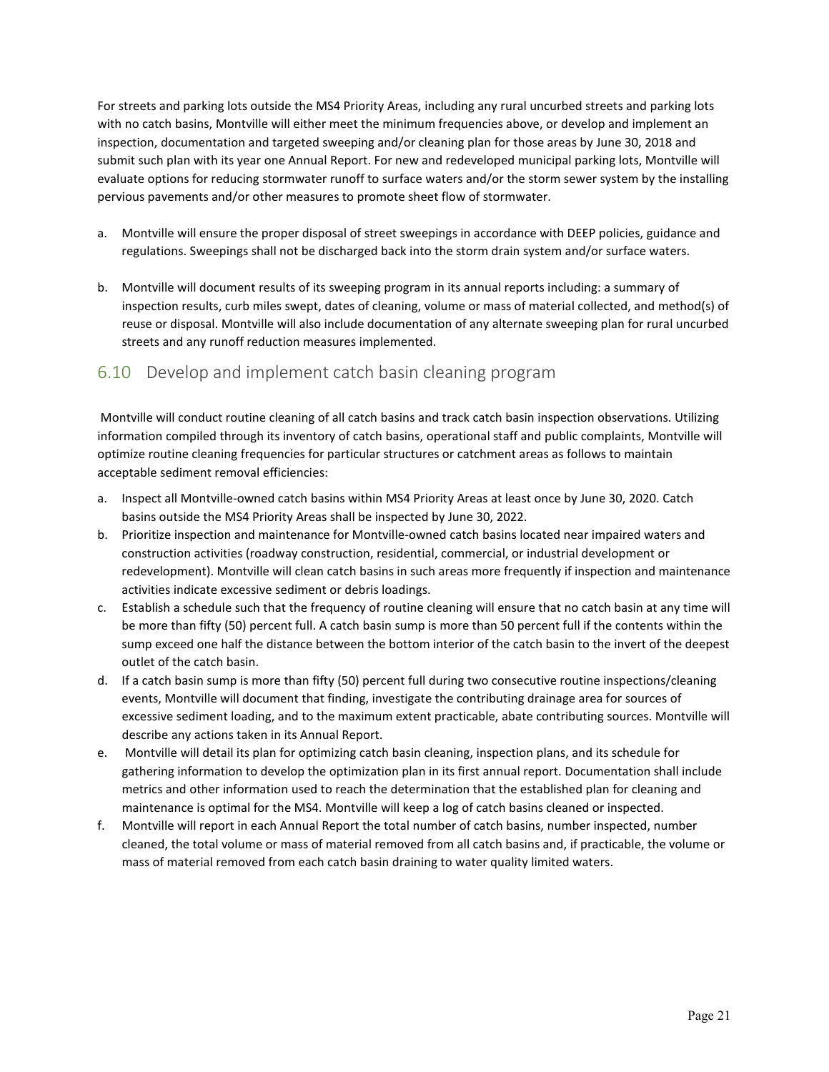For streets and parking lots outside the MS4 Priority Areas, including any rural uncurbed streets and parking lots with no catch basins, Montville will either meet the minimum frequencies above, or develop and implement an inspection, documentation and targeted sweeping and/or cleaning plan for those areas by June 30, 2018 and submit such plan with its year one Annual Report. For new and redeveloped municipal parking lots, Montville will evaluate options for reducing stormwater runoff to surface waters and/or the storm sewer system by the installing pervious pavements and/or other measures to promote sheet flow of stormwater.

a. Montville will ensure the proper disposal of street sweepings in accordance with DEEP policies, guidance and regulations. Sweepings shall not be discharged back into the storm drain system and/or surface waters.

b. Montville will document results of its sweeping program in its annual reports including: a summary of inspection results, curb miles swept, dates of cleaning, volume or mass of material collected, and method(s) of reuse or disposal. Montville will also include documentation of any alternate sweeping plan for rural uncurbed streets and any runoff reduction measures implemented.

## 6.10 Develop and implement catch basin cleaning program

Montville will conduct routine cleaning of all catch basins and track catch basin inspection observations. Utilizing information compiled through its inventory of catch basins, operational staff and public complaints, Montville will optimize routine cleaning frequencies for particular structures or catchment areas as follows to maintain acceptable sediment removal efficiencies:

a. Inspect all Montville-owned catch basins within MS4 Priority Areas at least once by June 30, 2020. Catch basins outside the MS4 Priority Areas shall be inspected by June 30, 2022.
b. Prioritize inspection and maintenance for Montville-owned catch basins located near impaired waters and construction activities (roadway construction, residential, commercial, or industrial development or redevelopment). Montville will clean catch basins in such areas more frequently if inspection and maintenance activities indicate excessive sediment or debris loadings.
c. Establish a schedule such that the frequency of routine cleaning will ensure that no catch basin at any time will be more than fifty (50) percent full. A catch basin sump is more than 50 percent full if the contents within the sump exceed one half the distance between the bottom interior of the catch basin to the invert of the deepest outlet of the catch basin.
d. If a catch basin sump is more than fifty (50) percent full during two consecutive routine inspections/cleaning events, Montville will document that finding, investigate the contributing drainage area for sources of excessive sediment loading, and to the maximum extent practicable, abate contributing sources. Montville will describe any actions taken in its Annual Report.
e. Montville will detail its plan for optimizing catch basin cleaning, inspection plans, and its schedule for gathering information to develop the optimization plan in its first annual report. Documentation shall include metrics and other information used to reach the determination that the established plan for cleaning and maintenance is optimal for the MS4. Montville will keep a log of catch basins cleaned or inspected.
f. Montville will report in each Annual Report the total number of catch basins, number inspected, number cleaned, the total volume or mass of material removed from all catch basins and, if practicable, the volume or mass of material removed from each catch basin draining to water quality limited waters.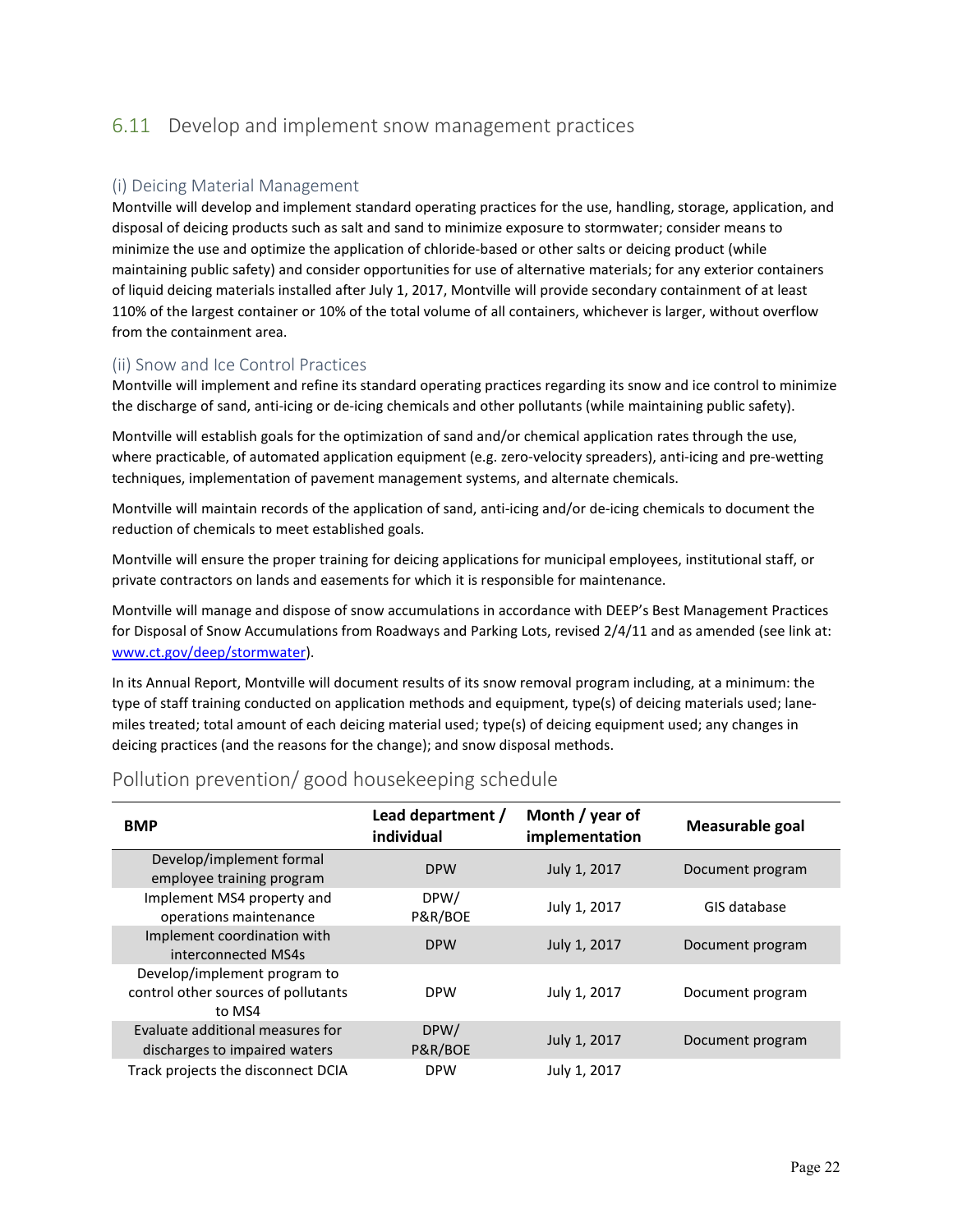## 6.11 Develop and implement snow management practices

### (i) Deicing Material Management

Montville will develop and implement standard operating practices for the use, handling, storage, application, and disposal of deicing products such as salt and sand to minimize exposure to stormwater; consider means to minimize the use and optimize the application of chloride-based or other salts or deicing product (while maintaining public safety) and consider opportunities for use of alternative materials; for any exterior containers of liquid deicing materials installed after July 1, 2017, Montville will provide secondary containment of at least 110% of the largest container or 10% of the total volume of all containers, whichever is larger, without overflow from the containment area.

### (ii) Snow and Ice Control Practices

Montville will implement and refine its standard operating practices regarding its snow and ice control to minimize the discharge of sand, anti-icing or de-icing chemicals and other pollutants (while maintaining public safety).

Montville will establish goals for the optimization of sand and/or chemical application rates through the use, where practicable, of automated application equipment (e.g. zero-velocity spreaders), anti-icing and pre-wetting techniques, implementation of pavement management systems, and alternate chemicals.

Montville will maintain records of the application of sand, anti-icing and/or de-icing chemicals to document the reduction of chemicals to meet established goals.

Montville will ensure the proper training for deicing applications for municipal employees, institutional staff, or private contractors on lands and easements for which it is responsible for maintenance.

Montville will manage and dispose of snow accumulations in accordance with DEEP's Best Management Practices for Disposal of Snow Accumulations from Roadways and Parking Lots, revised 2/4/11 and as amended (see link at: www.ct.gov/deep/stormwater).

In its Annual Report, Montville will document results of its snow removal program including, at a minimum: the type of staff training conducted on application methods and equipment, type(s) of deicing materials used; lane-miles treated; total amount of each deicing material used; type(s) of deicing equipment used; any changes in deicing practices (and the reasons for the change); and snow disposal methods.

## Pollution prevention/ good housekeeping schedule

| BMP | Lead department / individual | Month / year of implementation | Measurable goal |
|---|---|---|---|
| Develop/implement formal employee training program | DPW | July 1, 2017 | Document program |
| Implement MS4 property and operations maintenance | DPW/ P&R/BOE | July 1, 2017 | GIS database |
| Implement coordination with interconnected MS4s | DPW | July 1, 2017 | Document program |
| Develop/implement program to control other sources of pollutants to MS4 | DPW | July 1, 2017 | Document program |
| Evaluate additional measures for discharges to impaired waters | DPW/ P&R/BOE | July 1, 2017 | Document program |
| Track projects the disconnect DCIA | DPW | July 1, 2017 | |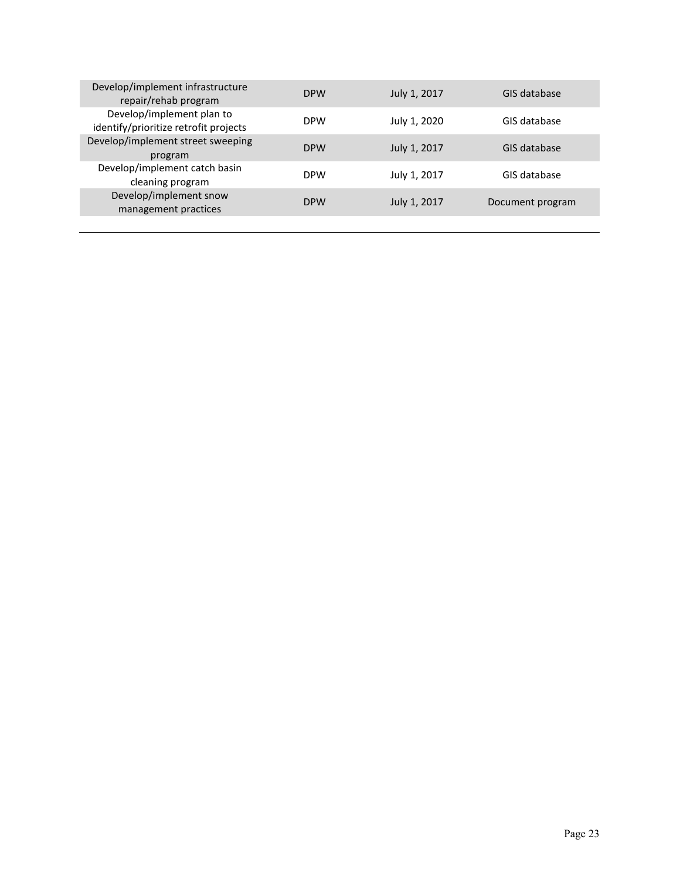| | | | |
|---|---|---|---|
| Develop/implement infrastructure repair/rehab program | DPW | July 1, 2017 | GIS database |
| Develop/implement plan to identify/prioritize retrofit projects | DPW | July 1, 2020 | GIS database |
| Develop/implement street sweeping program | DPW | July 1, 2017 | GIS database |
| Develop/implement catch basin cleaning program | DPW | July 1, 2017 | GIS database |
| Develop/implement snow management practices | DPW | July 1, 2017 | Document program |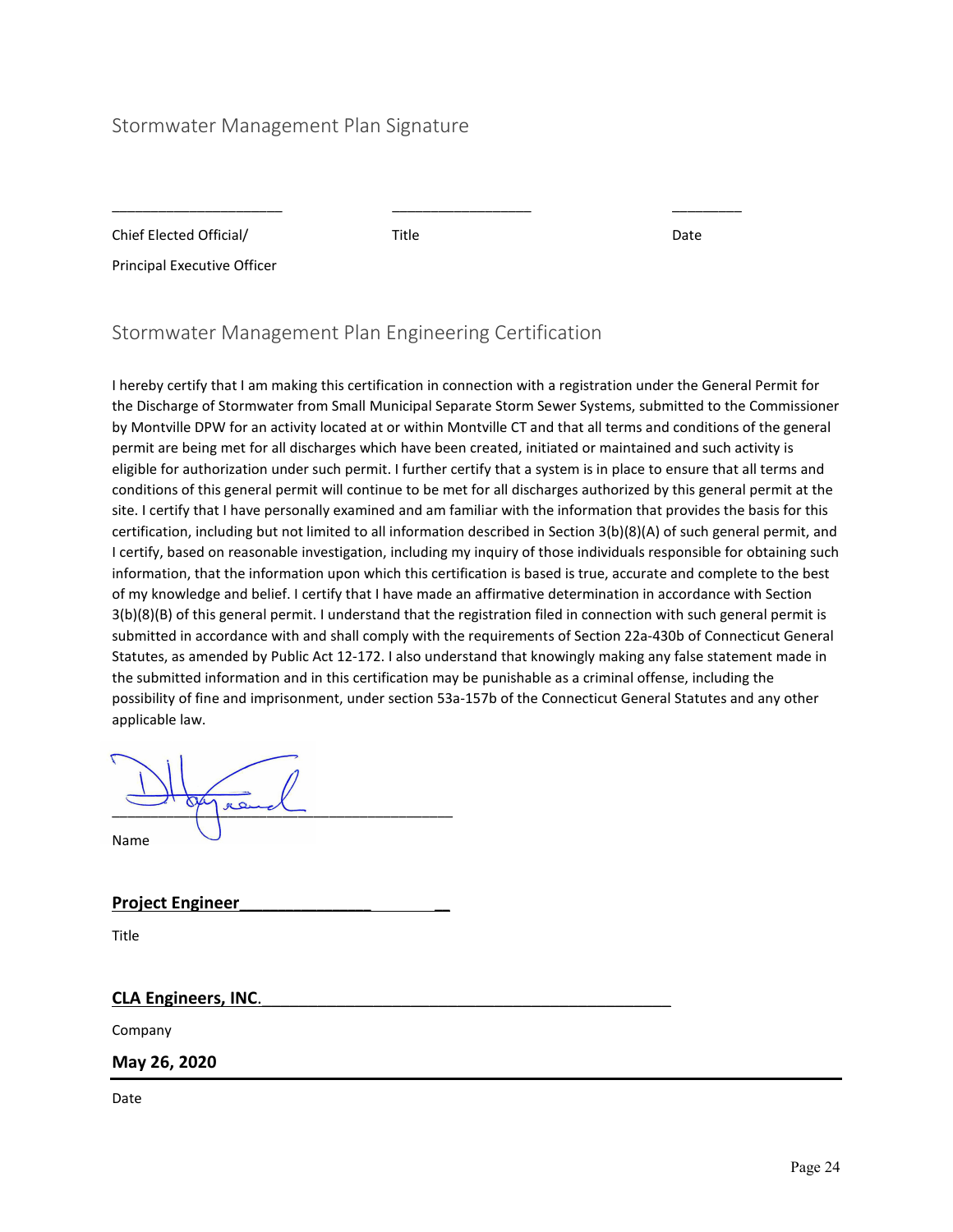## Stormwater Management Plan Signature

\_\_\_\_\_\_\_\_\_\_\_\_\_\_\_\_\_\_\_\_\_\_ \_\_\_\_\_\_\_\_\_\_\_\_\_\_\_\_\_\_ \_\_\_\_\_\_\_\_\_

Chief Elected Official/ Title Date

Principal Executive Officer

## Stormwater Management Plan Engineering Certification

I hereby certify that I am making this certification in connection with a registration under the General Permit for the Discharge of Stormwater from Small Municipal Separate Storm Sewer Systems, submitted to the Commissioner by Montville DPW for an activity located at or within Montville CT and that all terms and conditions of the general permit are being met for all discharges which have been created, initiated or maintained and such activity is eligible for authorization under such permit. I further certify that a system is in place to ensure that all terms and conditions of this general permit will continue to be met for all discharges authorized by this general permit at the site. I certify that I have personally examined and am familiar with the information that provides the basis for this certification, including but not limited to all information described in Section 3(b)(8)(A) of such general permit, and I certify, based on reasonable investigation, including my inquiry of those individuals responsible for obtaining such information, that the information upon which this certification is based is true, accurate and complete to the best of my knowledge and belief. I certify that I have made an affirmative determination in accordance with Section 3(b)(8)(B) of this general permit. I understand that the registration filed in connection with such general permit is submitted in accordance with and shall comply with the requirements of Section 22a-430b of Connecticut General Statutes, as amended by Public Act 12-172. I also understand that knowingly making any false statement made in the submitted information and in this certification may be punishable as a criminal offense, including the possibility of fine and imprisonment, under section 53a-157b of the Connecticut General Statutes and any other applicable law.

\_\_\_\_\_\_\_\_\_\_\_\_\_\_\_\_\_\_\_\_\_\_\_\_\_\_\_\_\_\_\_\_\_\_\_\_\_\_\_\_\_\_\_\_

Name

**Project Engineer**\_\_\_\_\_\_\_\_\_\_\_\_\_\_\_\_\_\_\_\_\_\_\_

Title

**CLA Engineers, INC**.\_\_\_\_\_\_\_\_\_\_\_\_\_\_\_\_\_\_\_\_\_\_\_\_\_\_\_\_\_\_\_\_\_\_\_\_\_\_\_\_\_\_\_\_\_\_\_\_

Company

**May 26, 2020**

Date